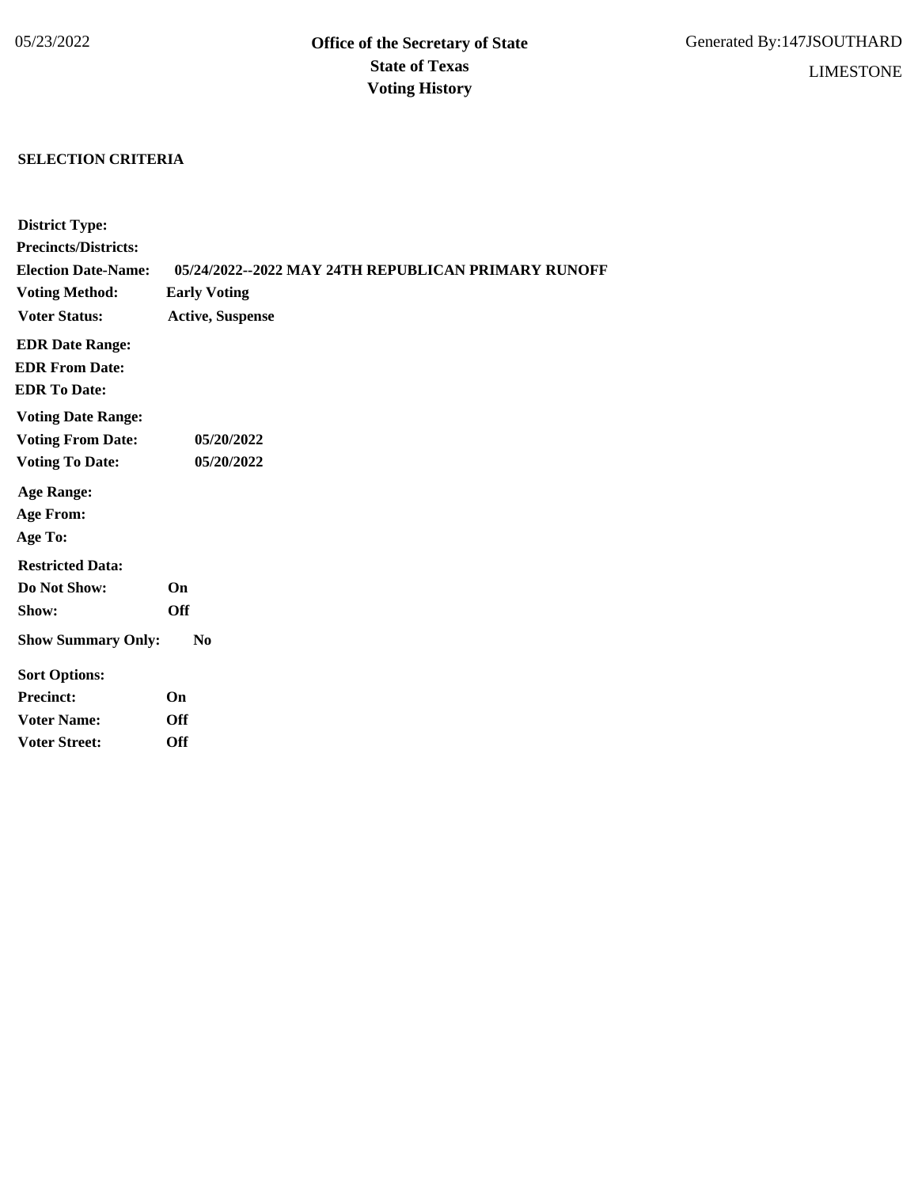05/23/2022

**Office of the Secretary of State**
**State of Texas**
**Voting History**

Generated By:147JSOUTHARD

LIMESTONE

**SELECTION CRITERIA**

**District Type:**
**Precincts/Districts:**
**Election Date-Name:** **05/24/2022--2022 MAY 24TH REPUBLICAN PRIMARY RUNOFF**
**Voting Method:** **Early Voting**
**Voter Status:** **Active, Suspense**

**EDR Date Range:**
**EDR From Date:**
**EDR To Date:**

**Voting Date Range:**
**Voting From Date:** **05/20/2022**
**Voting To Date:** **05/20/2022**

**Age Range:**
**Age From:**
**Age To:**

**Restricted Data:**
**Do Not Show:** **On**
**Show:** **Off**

**Show Summary Only:** **No**

**Sort Options:**
**Precinct:** **On**
**Voter Name:** **Off**
**Voter Street:** **Off**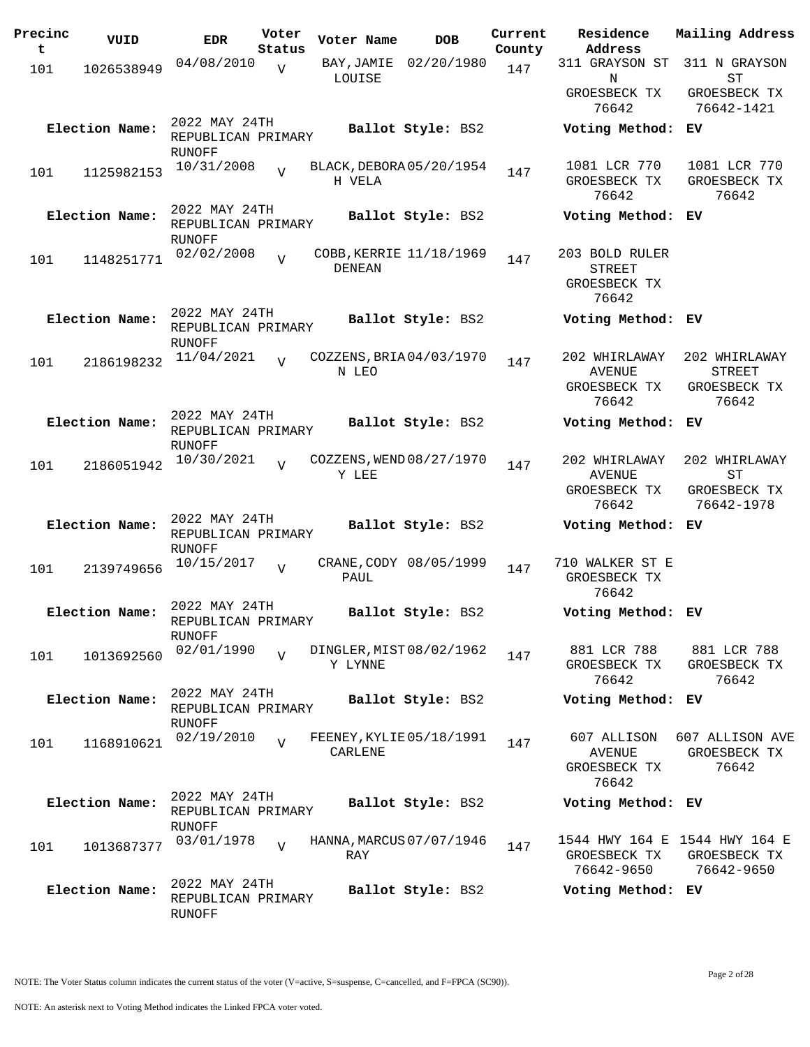| Precinct | VUID | EDR | Voter Status | Voter Name | DOB | Current County | Residence Address | Mailing Address |
|---|---|---|---|---|---|---|---|---|
| 101 | 1026538949 | 04/08/2010 | V | BAY, JAMIE LOUISE | 02/20/1980 | 147 | 311 GRAYSON ST N GROESBECK TX 76642 | 311 N GRAYSON ST GROESBECK TX 76642-1421 |
| **Election Name:** | | 2022 MAY 24TH REPUBLICAN PRIMARY RUNOFF | | **Ballot Style:** BS2 | | | **Voting Method:** | **EV** |
| 101 | 1125982153 | 10/31/2008 | V | BLACK, DEBORAH VELA | 05/20/1954 | 147 | 1081 LCR 770 GROESBECK TX 76642 | 1081 LCR 770 GROESBECK TX 76642 |
| **Election Name:** | | 2022 MAY 24TH REPUBLICAN PRIMARY RUNOFF | | **Ballot Style:** BS2 | | | **Voting Method:** | **EV** |
| 101 | 1148251771 | 02/02/2008 | V | COBB, KERRIE DENEAN | 11/18/1969 | 147 | 203 BOLD RULER STREET GROESBECK TX 76642 | |
| **Election Name:** | | 2022 MAY 24TH REPUBLICAN PRIMARY RUNOFF | | **Ballot Style:** BS2 | | | **Voting Method:** | **EV** |
| 101 | 2186198232 | 11/04/2021 | V | COZZENS, BRIAN LEO | 04/03/1970 | 147 | 202 WHIRLAWAY AVENUE GROESBECK TX 76642 | 202 WHIRLAWAY STREET GROESBECK TX 76642 |
| **Election Name:** | | 2022 MAY 24TH REPUBLICAN PRIMARY RUNOFF | | **Ballot Style:** BS2 | | | **Voting Method:** | **EV** |
| 101 | 2186051942 | 10/30/2021 | V | COZZENS, WENDY LEE | 08/27/1970 | 147 | 202 WHIRLAWAY AVENUE GROESBECK TX 76642 | 202 WHIRLAWAY ST GROESBECK TX 76642-1978 |
| **Election Name:** | | 2022 MAY 24TH REPUBLICAN PRIMARY RUNOFF | | **Ballot Style:** BS2 | | | **Voting Method:** | **EV** |
| 101 | 2139749656 | 10/15/2017 | V | CRANE, CODY PAUL | 08/05/1999 | 147 | 710 WALKER ST E GROESBECK TX 76642 | |
| **Election Name:** | | 2022 MAY 24TH REPUBLICAN PRIMARY RUNOFF | | **Ballot Style:** BS2 | | | **Voting Method:** | **EV** |
| 101 | 1013692560 | 02/01/1990 | V | DINGLER, MISTY LYNNE | 08/02/1962 | 147 | 881 LCR 788 GROESBECK TX 76642 | 881 LCR 788 GROESBECK TX 76642 |
| **Election Name:** | | 2022 MAY 24TH REPUBLICAN PRIMARY RUNOFF | | **Ballot Style:** BS2 | | | **Voting Method:** | **EV** |
| 101 | 1168910621 | 02/19/2010 | V | FEENEY, KYLIE CARLENE | 05/18/1991 | 147 | 607 ALLISON AVENUE GROESBECK TX 76642 | 607 ALLISON AVE GROESBECK TX 76642 |
| **Election Name:** | | 2022 MAY 24TH REPUBLICAN PRIMARY RUNOFF | | **Ballot Style:** BS2 | | | **Voting Method:** | **EV** |
| 101 | 1013687377 | 03/01/1978 | V | HANNA, MARCUS RAY | 07/07/1946 | 147 | 1544 HWY 164 E GROESBECK TX 76642-9650 | 1544 HWY 164 E GROESBECK TX 76642-9650 |
| **Election Name:** | | 2022 MAY 24TH REPUBLICAN PRIMARY RUNOFF | | **Ballot Style:** BS2 | | | **Voting Method:** | **EV** |

NOTE: The Voter Status column indicates the current status of the voter (V=active, S=suspense, C=cancelled, and F=FPCA (SC90)).

NOTE: An asterisk next to Voting Method indicates the Linked FPCA voter voted.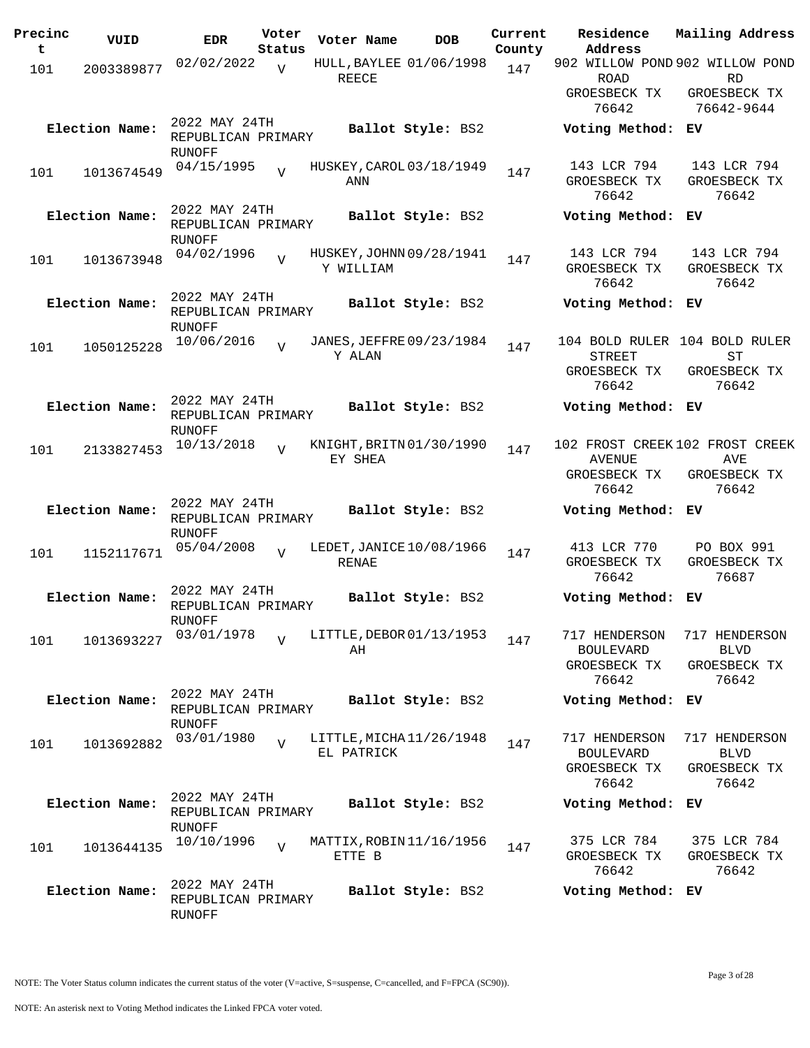| Precinct | VUID | EDR | Voter Status | Voter Name | DOB | Current County | Residence Address | Mailing Address |
|---|---|---|---|---|---|---|---|---|
| 101 | 2003389877 | 02/02/2022 | V | HULL, BAYLEE REECE | 01/06/1998 | 147 | 902 WILLOW POND ROAD GROESBECK TX 76642 | 902 WILLOW POND RD GROESBECK TX 76642-9644 |
| **Election Name:** | | 2022 MAY 24TH REPUBLICAN PRIMARY RUNOFF | | **Ballot Style:** BS2 | | | **Voting Method:** EV | |
| 101 | 1013674549 | 04/15/1995 | V | HUSKEY, CAROL ANN | 03/18/1949 | 147 | 143 LCR 794 GROESBECK TX 76642 | 143 LCR 794 GROESBECK TX 76642 |
| **Election Name:** | | 2022 MAY 24TH REPUBLICAN PRIMARY RUNOFF | | **Ballot Style:** BS2 | | | **Voting Method:** EV | |
| 101 | 1013673948 | 04/02/1996 | V | HUSKEY, JOHNNY WILLIAM | 09/28/1941 | 147 | 143 LCR 794 GROESBECK TX 76642 | 143 LCR 794 GROESBECK TX 76642 |
| **Election Name:** | | 2022 MAY 24TH REPUBLICAN PRIMARY RUNOFF | | **Ballot Style:** BS2 | | | **Voting Method:** EV | |
| 101 | 1050125228 | 10/06/2016 | V | JANES, JEFFREY ALAN | 09/23/1984 | 147 | 104 BOLD RULER STREET GROESBECK TX 76642 | 104 BOLD RULER ST GROESBECK TX 76642 |
| **Election Name:** | | 2022 MAY 24TH REPUBLICAN PRIMARY RUNOFF | | **Ballot Style:** BS2 | | | **Voting Method:** EV | |
| 101 | 2133827453 | 10/13/2018 | V | KNIGHT, BRITNEY SHEA | 01/30/1990 | 147 | 102 FROST CREEK AVENUE GROESBECK TX 76642 | 102 FROST CREEK AVE GROESBECK TX 76642 |
| **Election Name:** | | 2022 MAY 24TH REPUBLICAN PRIMARY RUNOFF | | **Ballot Style:** BS2 | | | **Voting Method:** EV | |
| 101 | 1152117671 | 05/04/2008 | V | LEDET, JANICE RENAE | 10/08/1966 | 147 | 413 LCR 770 GROESBECK TX 76642 | PO BOX 991 GROESBECK TX 76687 |
| **Election Name:** | | 2022 MAY 24TH REPUBLICAN PRIMARY RUNOFF | | **Ballot Style:** BS2 | | | **Voting Method:** EV | |
| 101 | 1013693227 | 03/01/1978 | V | LITTLE, DEBORAH | 01/13/1953 | 147 | 717 HENDERSON BOULEVARD GROESBECK TX 76642 | 717 HENDERSON BLVD GROESBECK TX 76642 |
| **Election Name:** | | 2022 MAY 24TH REPUBLICAN PRIMARY RUNOFF | | **Ballot Style:** BS2 | | | **Voting Method:** EV | |
| 101 | 1013692882 | 03/01/1980 | V | LITTLE, MICHAEL PATRICK | 11/26/1948 | 147 | 717 HENDERSON BOULEVARD GROESBECK TX 76642 | 717 HENDERSON BLVD GROESBECK TX 76642 |
| **Election Name:** | | 2022 MAY 24TH REPUBLICAN PRIMARY RUNOFF | | **Ballot Style:** BS2 | | | **Voting Method:** EV | |
| 101 | 1013644135 | 10/10/1996 | V | MATTIX, ROBINETTE B | 11/16/1956 | 147 | 375 LCR 784 GROESBECK TX 76642 | 375 LCR 784 GROESBECK TX 76642 |
| **Election Name:** | | 2022 MAY 24TH REPUBLICAN PRIMARY RUNOFF | | **Ballot Style:** BS2 | | | **Voting Method:** EV | |

NOTE: The Voter Status column indicates the current status of the voter (V=active, S=suspense, C=cancelled, and F=FPCA (SC90)).

NOTE: An asterisk next to Voting Method indicates the Linked FPCA voter voted.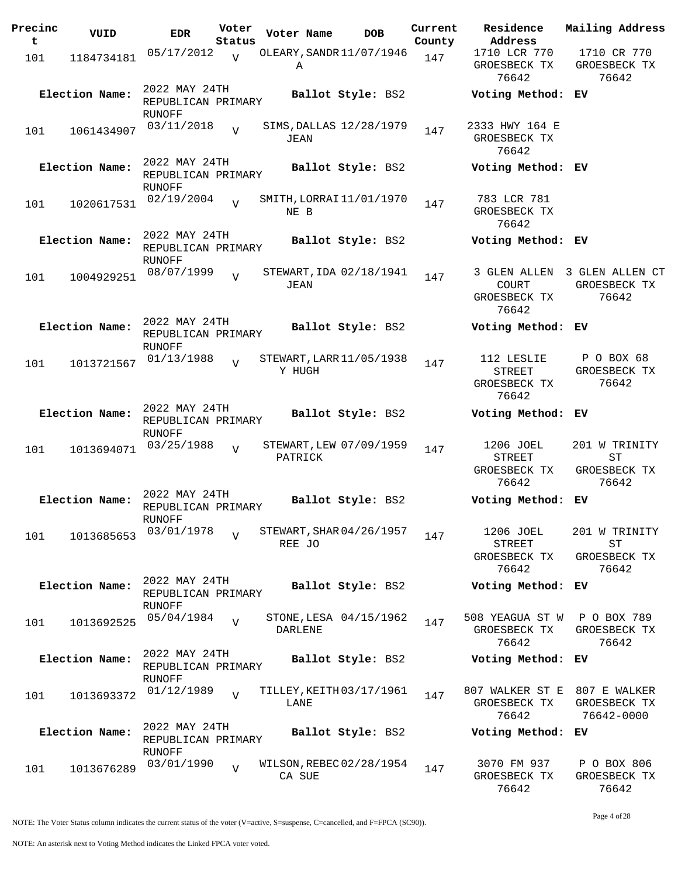| Precinct | VUID | EDR | Voter Status | Voter Name | DOB | Current County | Residence Address | Mailing Address |
|---|---|---|---|---|---|---|---|---|
| 101 | 1184734181 | 05/17/2012 | V | OLEARY, SANDRA | 11/07/1946 | 147 | 1710 LCR 770 GROESBECK TX 76642 | 1710 CR 770 GROESBECK TX 76642 |
| **Election Name:** | | 2022 MAY 24TH REPUBLICAN PRIMARY RUNOFF | | **Ballot Style:** BS2 | | | **Voting Method:** EV | |
| 101 | 1061434907 | 03/11/2018 | V | SIMS, DALLAS JEAN | 12/28/1979 | 147 | 2333 HWY 164 E GROESBECK TX 76642 | |
| **Election Name:** | | 2022 MAY 24TH REPUBLICAN PRIMARY RUNOFF | | **Ballot Style:** BS2 | | | **Voting Method:** EV | |
| 101 | 1020617531 | 02/19/2004 | V | SMITH, LORRAINE B | 11/01/1970 | 147 | 783 LCR 781 GROESBECK TX 76642 | |
| **Election Name:** | | 2022 MAY 24TH REPUBLICAN PRIMARY RUNOFF | | **Ballot Style:** BS2 | | | **Voting Method:** EV | |
| 101 | 1004929251 | 08/07/1999 | V | STEWART, IDA JEAN | 02/18/1941 | 147 | 3 GLEN ALLEN COURT GROESBECK TX 76642 | 3 GLEN ALLEN CT GROESBECK TX 76642 |
| **Election Name:** | | 2022 MAY 24TH REPUBLICAN PRIMARY RUNOFF | | **Ballot Style:** BS2 | | | **Voting Method:** EV | |
| 101 | 1013721567 | 01/13/1988 | V | STEWART, LARRY HUGH | 11/05/1938 | 147 | 112 LESLIE STREET GROESBECK TX 76642 | P O BOX 68 GROESBECK TX 76642 |
| **Election Name:** | | 2022 MAY 24TH REPUBLICAN PRIMARY RUNOFF | | **Ballot Style:** BS2 | | | **Voting Method:** EV | |
| 101 | 1013694071 | 03/25/1988 | V | STEWART, LEW PATRICK | 07/09/1959 | 147 | 1206 JOEL STREET GROESBECK TX 76642 | 201 W TRINITY ST GROESBECK TX 76642 |
| **Election Name:** | | 2022 MAY 24TH REPUBLICAN PRIMARY RUNOFF | | **Ballot Style:** BS2 | | | **Voting Method:** EV | |
| 101 | 1013685653 | 03/01/1978 | V | STEWART, SHARREE JO | 04/26/1957 | 147 | 1206 JOEL STREET GROESBECK TX 76642 | 201 W TRINITY ST GROESBECK TX 76642 |
| **Election Name:** | | 2022 MAY 24TH REPUBLICAN PRIMARY RUNOFF | | **Ballot Style:** BS2 | | | **Voting Method:** EV | |
| 101 | 1013692525 | 05/04/1984 | V | STONE, LESA DARLENE | 04/15/1962 | 147 | 508 YEAGUA ST W GROESBECK TX 76642 | P O BOX 789 GROESBECK TX 76642 |
| **Election Name:** | | 2022 MAY 24TH REPUBLICAN PRIMARY RUNOFF | | **Ballot Style:** BS2 | | | **Voting Method:** EV | |
| 101 | 1013693372 | 01/12/1989 | V | TILLEY, KEITH LANE | 03/17/1961 | 147 | 807 WALKER ST E GROESBECK TX 76642 | 807 E WALKER GROESBECK TX 76642-0000 |
| **Election Name:** | | 2022 MAY 24TH REPUBLICAN PRIMARY RUNOFF | | **Ballot Style:** BS2 | | | **Voting Method:** EV | |
| 101 | 1013676289 | 03/01/1990 | V | WILSON, REBECCA SUE | 02/28/1954 | 147 | 3070 FM 937 GROESBECK TX 76642 | P O BOX 806 GROESBECK TX 76642 |

NOTE: The Voter Status column indicates the current status of the voter (V=active, S=suspense, C=cancelled, and F=FPCA (SC90)).

NOTE: An asterisk next to Voting Method indicates the Linked FPCA voter voted.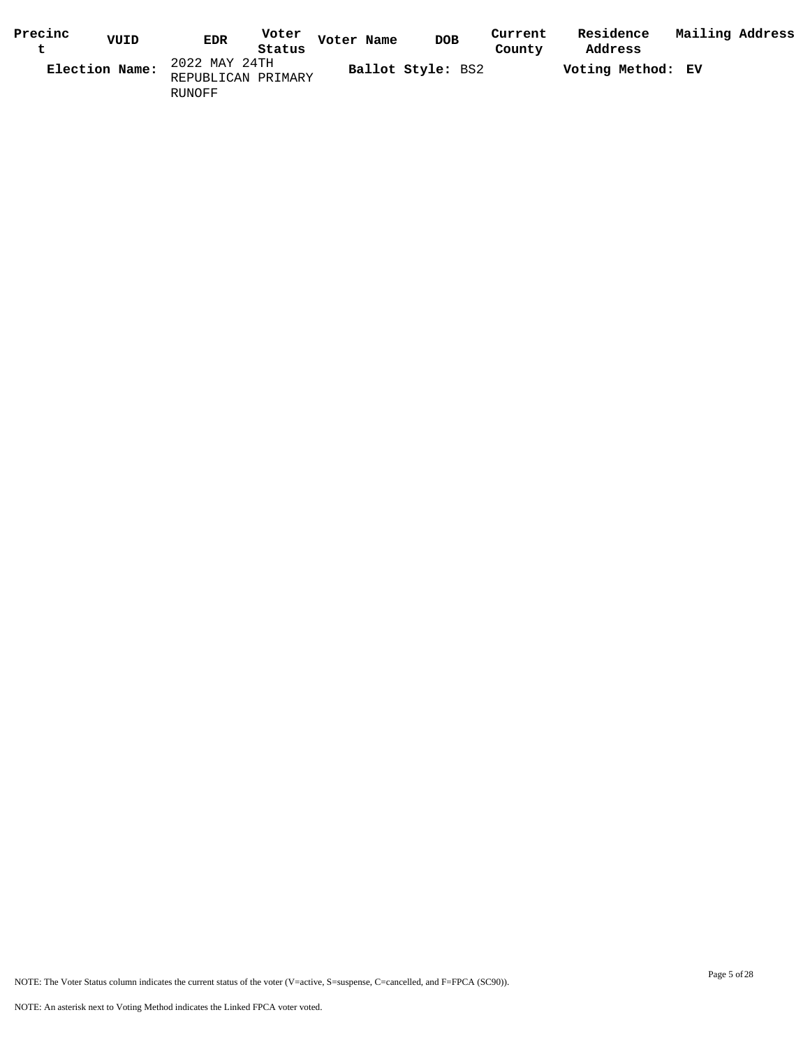| Precinct | VUID | EDR | Voter Status | Voter Name | DOB | Current County | Residence Address | Mailing Address |
|---|---|---|---|---|---|---|---|---|

**Election Name:** 2022 MAY 24TH REPUBLICAN PRIMARY RUNOFF **Ballot Style:** BS2 **Voting Method: EV**

NOTE: The Voter Status column indicates the current status of the voter (V=active, S=suspense, C=cancelled, and F=FPCA (SC90)).

NOTE: An asterisk next to Voting Method indicates the Linked FPCA voter voted.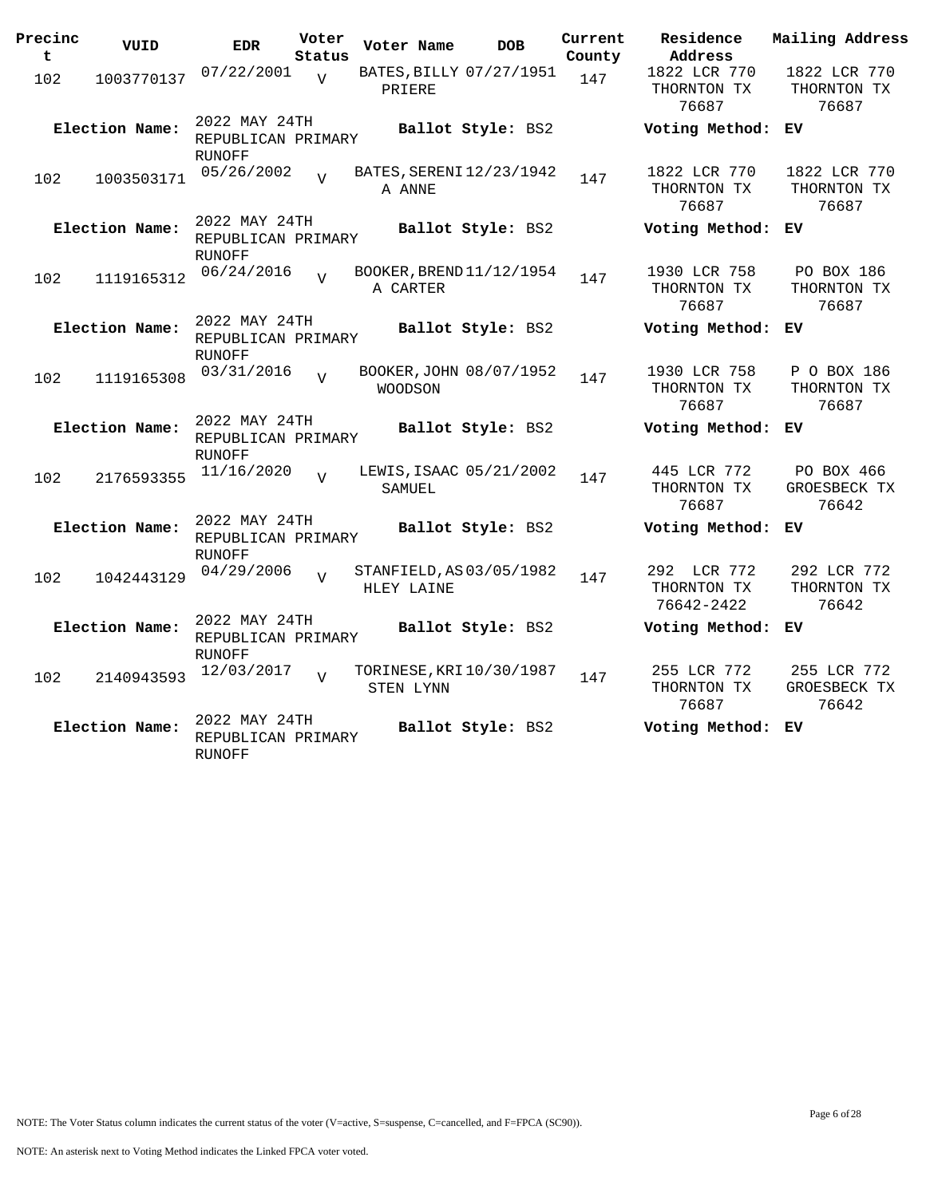| Precinct | VUID | EDR | Voter Status | Voter Name | DOB | Current County | Residence Address | Mailing Address |
|---|---|---|---|---|---|---|---|---|
| 102 | 1003770137 | 07/22/2001 | V | BATES, BILLY PRIERE | 07/27/1951 | 147 | 1822 LCR 770 THORNTON TX 76687 | 1822 LCR 770 THORNTON TX 76687 |
| **Election Name:** | | 2022 MAY 24TH REPUBLICAN PRIMARY RUNOFF | | **Ballot Style:** BS2 | | | **Voting Method:** | **EV** |
| 102 | 1003503171 | 05/26/2002 | V | BATES, SERENIA ANNE | 12/23/1942 | 147 | 1822 LCR 770 THORNTON TX 76687 | 1822 LCR 770 THORNTON TX 76687 |
| **Election Name:** | | 2022 MAY 24TH REPUBLICAN PRIMARY RUNOFF | | **Ballot Style:** BS2 | | | **Voting Method:** | **EV** |
| 102 | 1119165312 | 06/24/2016 | V | BOOKER, BRENDA CARTER | 11/12/1954 | 147 | 1930 LCR 758 THORNTON TX 76687 | PO BOX 186 THORNTON TX 76687 |
| **Election Name:** | | 2022 MAY 24TH REPUBLICAN PRIMARY RUNOFF | | **Ballot Style:** BS2 | | | **Voting Method:** | **EV** |
| 102 | 1119165308 | 03/31/2016 | V | BOOKER, JOHN WOODSON | 08/07/1952 | 147 | 1930 LCR 758 THORNTON TX 76687 | P O BOX 186 THORNTON TX 76687 |
| **Election Name:** | | 2022 MAY 24TH REPUBLICAN PRIMARY RUNOFF | | **Ballot Style:** BS2 | | | **Voting Method:** | **EV** |
| 102 | 2176593355 | 11/16/2020 | V | LEWIS, ISAAC SAMUEL | 05/21/2002 | 147 | 445 LCR 772 THORNTON TX 76687 | PO BOX 466 GROESBECK TX 76642 |
| **Election Name:** | | 2022 MAY 24TH REPUBLICAN PRIMARY RUNOFF | | **Ballot Style:** BS2 | | | **Voting Method:** | **EV** |
| 102 | 1042443129 | 04/29/2006 | V | STANFIELD, ASHLEY LAINE | 03/05/1982 | 147 | 292 LCR 772 THORNTON TX 76642-2422 | 292 LCR 772 THORNTON TX 76642 |
| **Election Name:** | | 2022 MAY 24TH REPUBLICAN PRIMARY RUNOFF | | **Ballot Style:** BS2 | | | **Voting Method:** | **EV** |
| 102 | 2140943593 | 12/03/2017 | V | TORINESE, KRISTEN LYNN | 10/30/1987 | 147 | 255 LCR 772 THORNTON TX 76687 | 255 LCR 772 GROESBECK TX 76642 |
| **Election Name:** | | 2022 MAY 24TH REPUBLICAN PRIMARY RUNOFF | | **Ballot Style:** BS2 | | | **Voting Method:** | **EV** |

NOTE: The Voter Status column indicates the current status of the voter (V=active, S=suspense, C=cancelled, and F=FPCA (SC90)).

NOTE: An asterisk next to Voting Method indicates the Linked FPCA voter voted.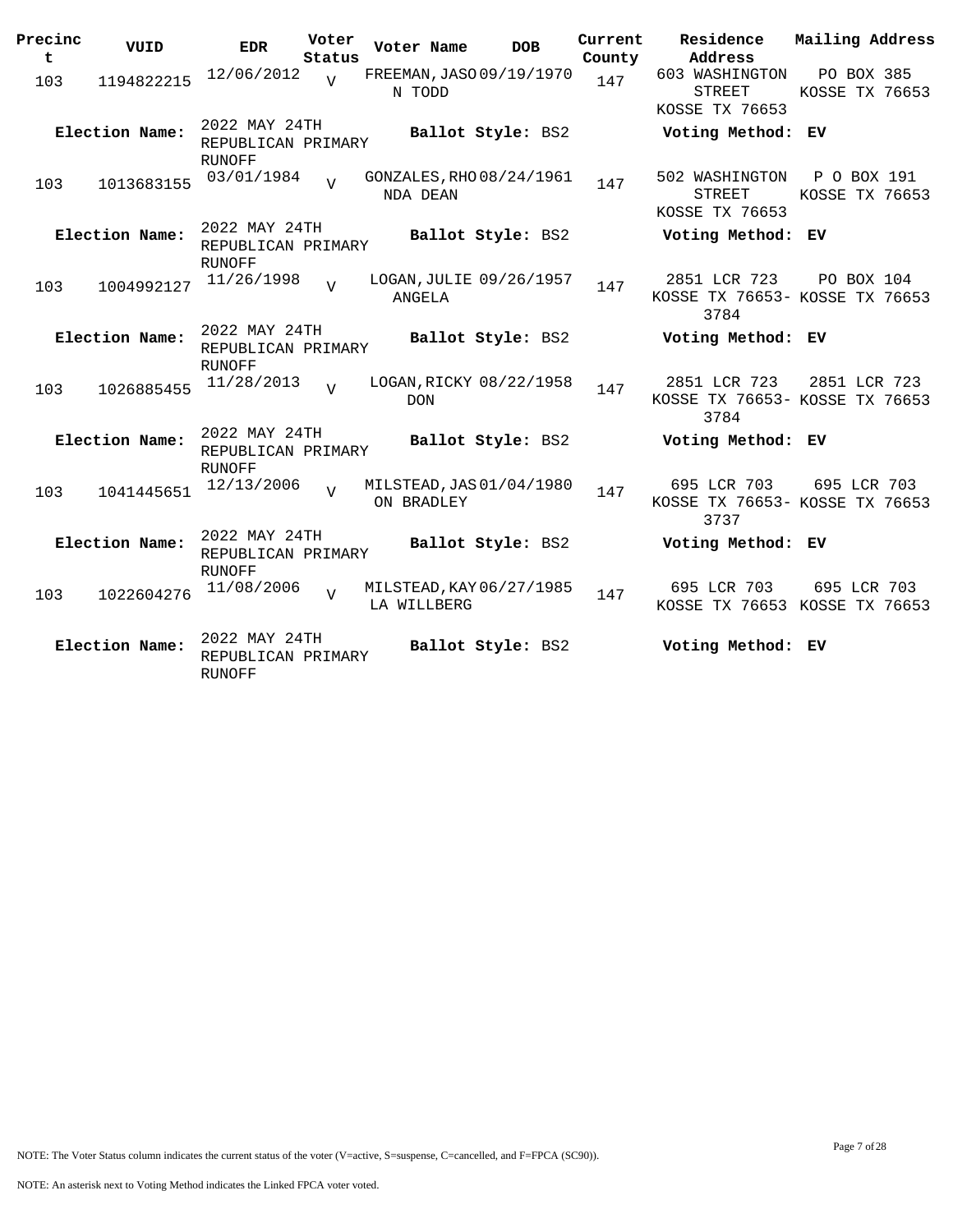| Precinct | VUID | EDR | Voter Status | Voter Name | DOB | Current County | Residence Address | Mailing Address |
|---|---|---|---|---|---|---|---|---|
| 103 | 1194822215 | 12/06/2012 | V | FREEMAN, JASON TODD | 09/19/1970 | 147 | 603 WASHINGTON STREET KOSSE TX 76653 | PO BOX 385 KOSSE TX 76653 |
| **Election Name:** | | 2022 MAY 24TH REPUBLICAN PRIMARY RUNOFF | | **Ballot Style:** BS2 | | | **Voting Method:** EV | |
| 103 | 1013683155 | 03/01/1984 | V | GONZALES, RHONDA DEAN | 08/24/1961 | 147 | 502 WASHINGTON STREET KOSSE TX 76653 | P O BOX 191 KOSSE TX 76653 |
| **Election Name:** | | 2022 MAY 24TH REPUBLICAN PRIMARY RUNOFF | | **Ballot Style:** BS2 | | | **Voting Method:** EV | |
| 103 | 1004992127 | 11/26/1998 | V | LOGAN, JULIE ANGELA | 09/26/1957 | 147 | 2851 LCR 723 KOSSE TX 76653-3784 | PO BOX 104 KOSSE TX 76653 |
| **Election Name:** | | 2022 MAY 24TH REPUBLICAN PRIMARY RUNOFF | | **Ballot Style:** BS2 | | | **Voting Method:** EV | |
| 103 | 1026885455 | 11/28/2013 | V | LOGAN, RICKY DON | 08/22/1958 | 147 | 2851 LCR 723 KOSSE TX 76653-3784 | 2851 LCR 723 KOSSE TX 76653 |
| **Election Name:** | | 2022 MAY 24TH REPUBLICAN PRIMARY RUNOFF | | **Ballot Style:** BS2 | | | **Voting Method:** EV | |
| 103 | 1041445651 | 12/13/2006 | V | MILSTEAD, JASON BRADLEY | 01/04/1980 | 147 | 695 LCR 703 KOSSE TX 76653-3737 | 695 LCR 703 KOSSE TX 76653 |
| **Election Name:** | | 2022 MAY 24TH REPUBLICAN PRIMARY RUNOFF | | **Ballot Style:** BS2 | | | **Voting Method:** EV | |
| 103 | 1022604276 | 11/08/2006 | V | MILSTEAD, KAYLA WILLBERG | 06/27/1985 | 147 | 695 LCR 703 KOSSE TX 76653 | 695 LCR 703 KOSSE TX 76653 |
| **Election Name:** | | 2022 MAY 24TH REPUBLICAN PRIMARY RUNOFF | | **Ballot Style:** BS2 | | | **Voting Method:** EV | |

NOTE: The Voter Status column indicates the current status of the voter (V=active, S=suspense, C=cancelled, and F=FPCA (SC90)).

NOTE: An asterisk next to Voting Method indicates the Linked FPCA voter voted.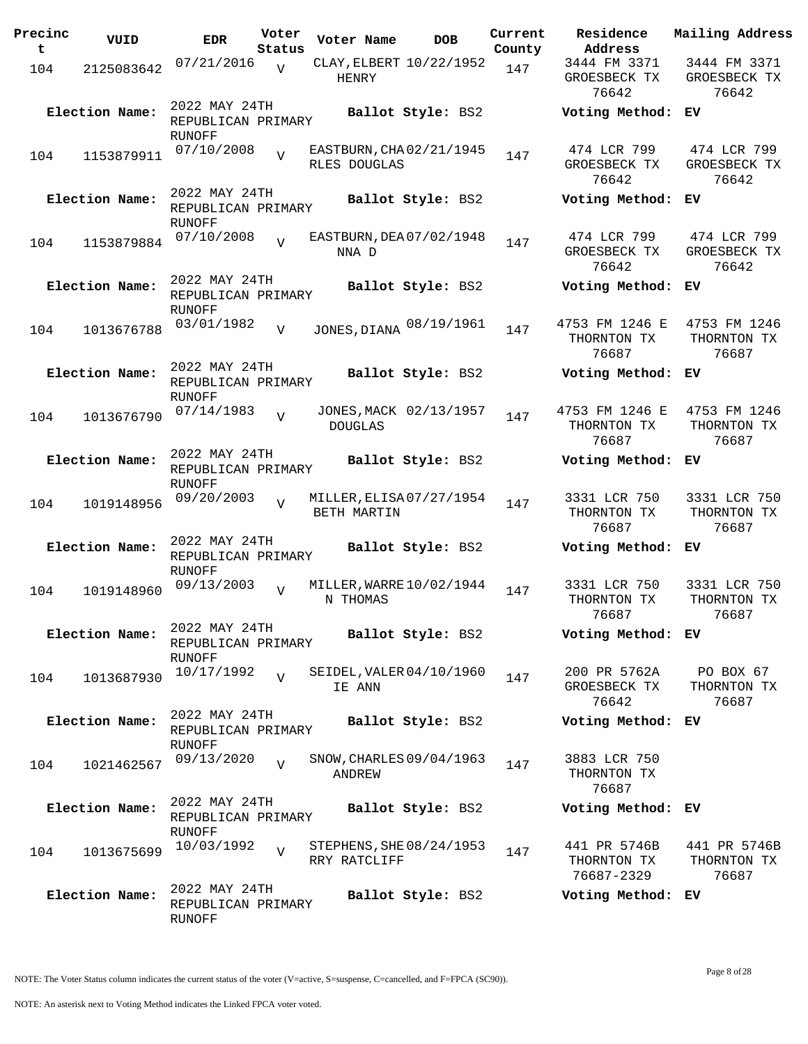| Precinct | VUID | EDR | Voter Status | Voter Name | DOB | Current County | Residence Address | Mailing Address |
|---|---|---|---|---|---|---|---|---|
| 104 | 2125083642 | 07/21/2016 | V | CLAY, ELBERT HENRY | 10/22/1952 | 147 | 3444 FM 3371 GROESBECK TX 76642 | 3444 FM 3371 GROESBECK TX 76642 |
| **Election Name:** | 2022 MAY 24TH REPUBLICAN PRIMARY RUNOFF | | | **Ballot Style:** BS2 | | | **Voting Method:** | EV |
| 104 | 1153879911 | 07/10/2008 | V | EASTBURN, CHARLES DOUGLAS | 02/21/1945 | 147 | 474 LCR 799 GROESBECK TX 76642 | 474 LCR 799 GROESBECK TX 76642 |
| **Election Name:** | 2022 MAY 24TH REPUBLICAN PRIMARY RUNOFF | | | **Ballot Style:** BS2 | | | **Voting Method:** | EV |
| 104 | 1153879884 | 07/10/2008 | V | EASTBURN, DEANNA D | 07/02/1948 | 147 | 474 LCR 799 GROESBECK TX 76642 | 474 LCR 799 GROESBECK TX 76642 |
| **Election Name:** | 2022 MAY 24TH REPUBLICAN PRIMARY RUNOFF | | | **Ballot Style:** BS2 | | | **Voting Method:** | EV |
| 104 | 1013676788 | 03/01/1982 | V | JONES, DIANA | 08/19/1961 | 147 | 4753 FM 1246 E THORNTON TX 76687 | 4753 FM 1246 THORNTON TX 76687 |
| **Election Name:** | 2022 MAY 24TH REPUBLICAN PRIMARY RUNOFF | | | **Ballot Style:** BS2 | | | **Voting Method:** | EV |
| 104 | 1013676790 | 07/14/1983 | V | JONES, MACK DOUGLAS | 02/13/1957 | 147 | 4753 FM 1246 E THORNTON TX 76687 | 4753 FM 1246 THORNTON TX 76687 |
| **Election Name:** | 2022 MAY 24TH REPUBLICAN PRIMARY RUNOFF | | | **Ballot Style:** BS2 | | | **Voting Method:** | EV |
| 104 | 1019148956 | 09/20/2003 | V | MILLER, ELISABETH MARTIN | 07/27/1954 | 147 | 3331 LCR 750 THORNTON TX 76687 | 3331 LCR 750 THORNTON TX 76687 |
| **Election Name:** | 2022 MAY 24TH REPUBLICAN PRIMARY RUNOFF | | | **Ballot Style:** BS2 | | | **Voting Method:** | EV |
| 104 | 1019148960 | 09/13/2003 | V | MILLER, WARREN THOMAS | 10/02/1944 | 147 | 3331 LCR 750 THORNTON TX 76687 | 3331 LCR 750 THORNTON TX 76687 |
| **Election Name:** | 2022 MAY 24TH REPUBLICAN PRIMARY RUNOFF | | | **Ballot Style:** BS2 | | | **Voting Method:** | EV |
| 104 | 1013687930 | 10/17/1992 | V | SEIDEL, VALERIE ANN | 04/10/1960 | 147 | 200 PR 5762A GROESBECK TX 76642 | PO BOX 67 THORNTON TX 76687 |
| **Election Name:** | 2022 MAY 24TH REPUBLICAN PRIMARY RUNOFF | | | **Ballot Style:** BS2 | | | **Voting Method:** | EV |
| 104 | 1021462567 | 09/13/2020 | V | SNOW, CHARLES ANDREW | 09/04/1963 | 147 | 3883 LCR 750 THORNTON TX 76687 | |
| **Election Name:** | 2022 MAY 24TH REPUBLICAN PRIMARY RUNOFF | | | **Ballot Style:** BS2 | | | **Voting Method:** | EV |
| 104 | 1013675699 | 10/03/1992 | V | STEPHENS, SHERRY RATCLIFF | 08/24/1953 | 147 | 441 PR 5746B THORNTON TX 76687-2329 | 441 PR 5746B THORNTON TX 76687 |
| **Election Name:** | 2022 MAY 24TH REPUBLICAN PRIMARY RUNOFF | | | **Ballot Style:** BS2 | | | **Voting Method:** | EV |

NOTE: The Voter Status column indicates the current status of the voter (V=active, S=suspense, C=cancelled, and F=FPCA (SC90)).

NOTE: An asterisk next to Voting Method indicates the Linked FPCA voter voted.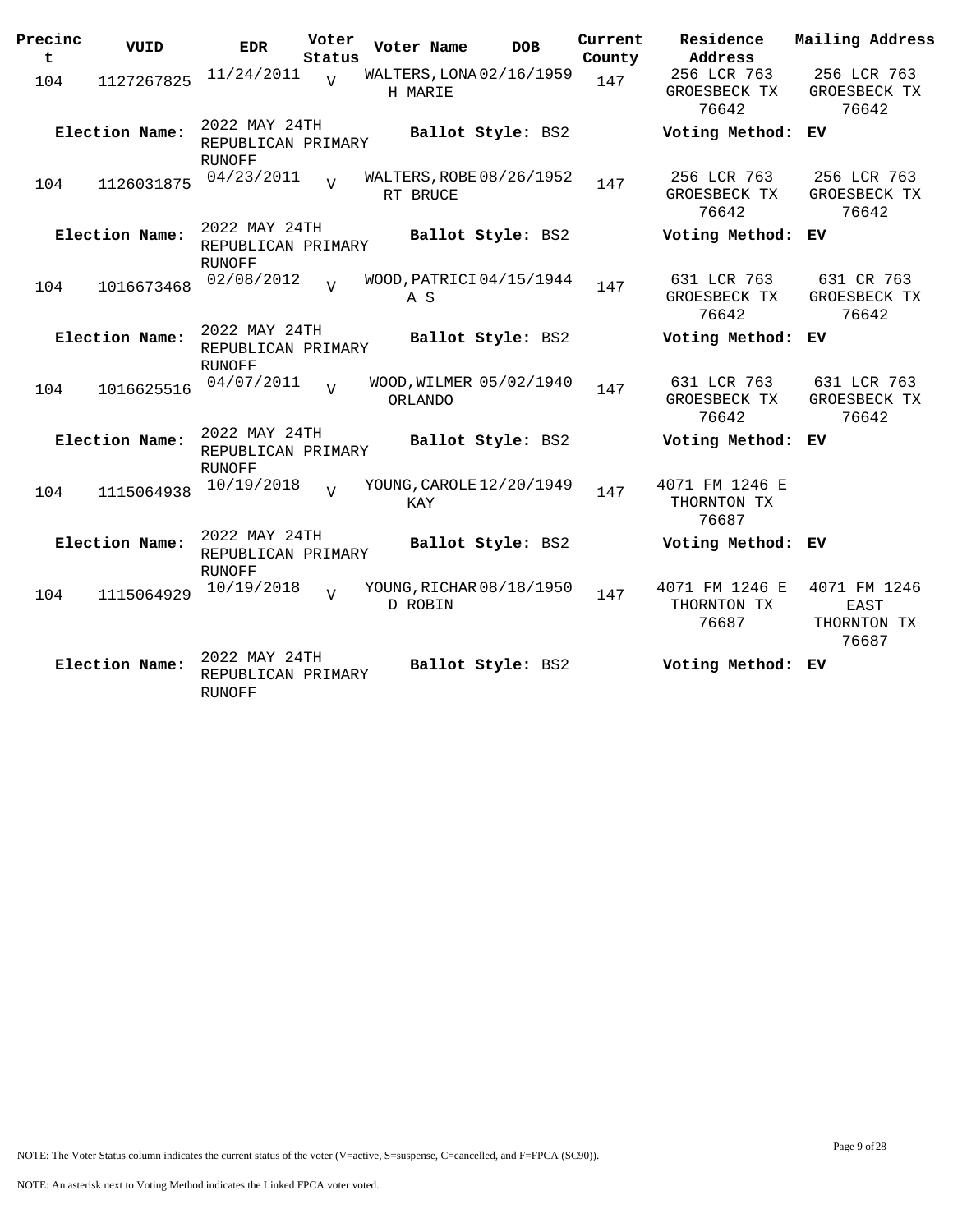| Precinct | VUID | EDR | Voter Status | Voter Name | DOB | Current County | Residence Address | Mailing Address |
|---|---|---|---|---|---|---|---|---|
| 104 | 1127267825 | 11/24/2011 | V | WALTERS, LONA H MARIE | 02/16/1959 | 147 | 256 LCR 763 GROESBECK TX 76642 | 256 LCR 763 GROESBECK TX 76642 |
| **Election Name:** | | 2022 MAY 24TH REPUBLICAN PRIMARY RUNOFF | | **Ballot Style:** BS2 | | | **Voting Method:** | **EV** |
| 104 | 1126031875 | 04/23/2011 | V | WALTERS, ROBERT BRUCE | 08/26/1952 | 147 | 256 LCR 763 GROESBECK TX 76642 | 256 LCR 763 GROESBECK TX 76642 |
| **Election Name:** | | 2022 MAY 24TH REPUBLICAN PRIMARY RUNOFF | | **Ballot Style:** BS2 | | | **Voting Method:** | **EV** |
| 104 | 1016673468 | 02/08/2012 | V | WOOD, PATRICIA S | 04/15/1944 | 147 | 631 LCR 763 GROESBECK TX 76642 | 631 CR 763 GROESBECK TX 76642 |
| **Election Name:** | | 2022 MAY 24TH REPUBLICAN PRIMARY RUNOFF | | **Ballot Style:** BS2 | | | **Voting Method:** | **EV** |
| 104 | 1016625516 | 04/07/2011 | V | WOOD, WILMER ORLANDO | 05/02/1940 | 147 | 631 LCR 763 GROESBECK TX 76642 | 631 LCR 763 GROESBECK TX 76642 |
| **Election Name:** | | 2022 MAY 24TH REPUBLICAN PRIMARY RUNOFF | | **Ballot Style:** BS2 | | | **Voting Method:** | **EV** |
| 104 | 1115064938 | 10/19/2018 | V | YOUNG, CAROLE KAY | 12/20/1949 | 147 | 4071 FM 1246 E THORNTON TX 76687 | |
| **Election Name:** | | 2022 MAY 24TH REPUBLICAN PRIMARY RUNOFF | | **Ballot Style:** BS2 | | | **Voting Method:** | **EV** |
| 104 | 1115064929 | 10/19/2018 | V | YOUNG, RICHARD ROBIN | 08/18/1950 | 147 | 4071 FM 1246 E THORNTON TX 76687 | 4071 FM 1246 EAST THORNTON TX 76687 |
| **Election Name:** | | 2022 MAY 24TH REPUBLICAN PRIMARY RUNOFF | | **Ballot Style:** BS2 | | | **Voting Method:** | **EV** |

NOTE: The Voter Status column indicates the current status of the voter (V=active, S=suspense, C=cancelled, and F=FPCA (SC90)).

NOTE: An asterisk next to Voting Method indicates the Linked FPCA voter voted.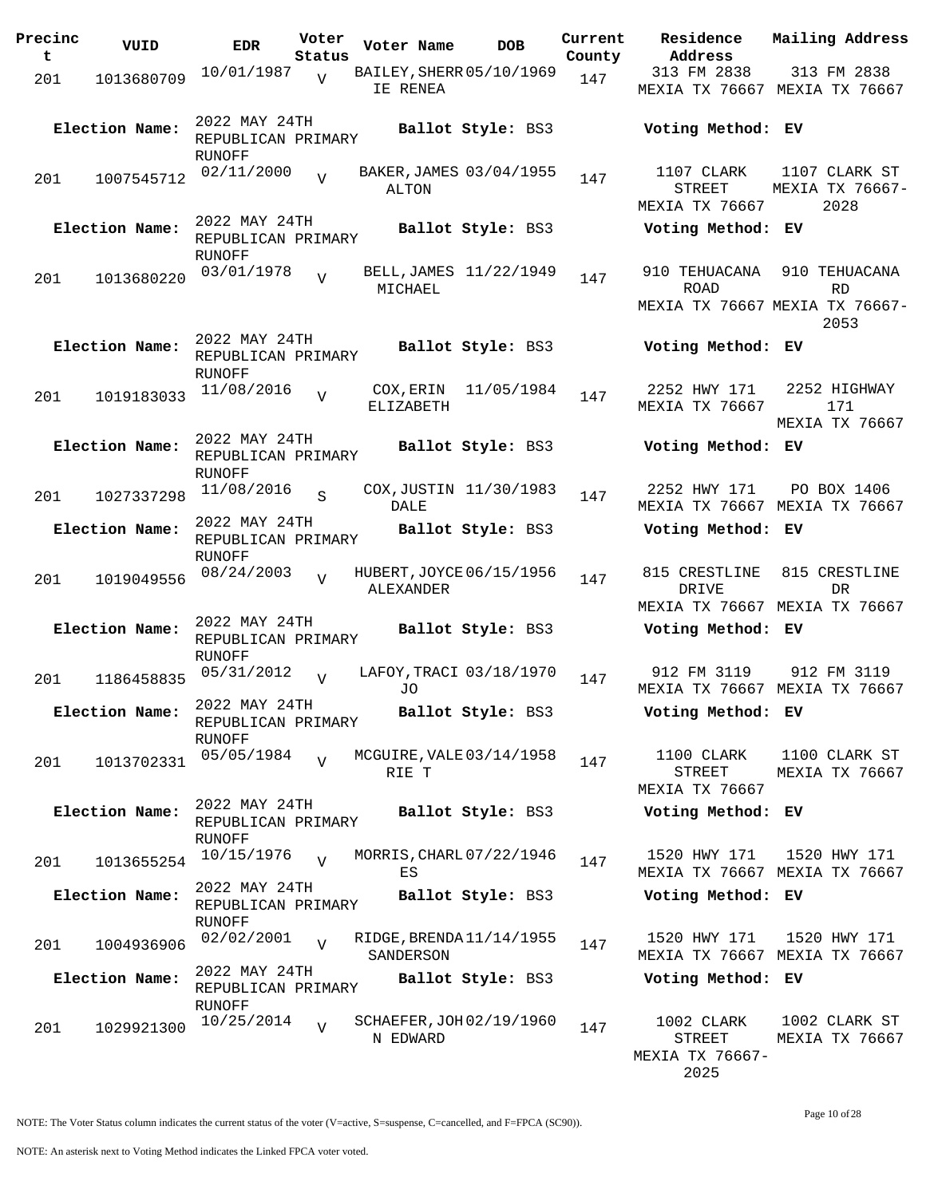| Precinct | VUID | EDR | Voter Status | Voter Name | DOB | Current County | Residence Address | Mailing Address |
|---|---|---|---|---|---|---|---|---|
| 201 | 1013680709 | 10/01/1987 | V | BAILEY,SHERRIE RENEA | 05/10/1969 | 147 | 313 FM 2838 MEXIA TX 76667 | 313 FM 2838 MEXIA TX 76667 |
| Election Name: | 2022 MAY 24TH REPUBLICAN PRIMARY RUNOFF | | | Ballot Style: BS3 | | | Voting Method: EV | |
| 201 | 1007545712 | 02/11/2000 | V | BAKER,JAMES ALTON | 03/04/1955 | 147 | 1107 CLARK STREET MEXIA TX 76667 | 1107 CLARK ST MEXIA TX 76667-2028 |
| Election Name: | 2022 MAY 24TH REPUBLICAN PRIMARY RUNOFF | | | Ballot Style: BS3 | | | Voting Method: EV | |
| 201 | 1013680220 | 03/01/1978 | V | BELL,JAMES MICHAEL | 11/22/1949 | 147 | 910 TEHUACANA ROAD MEXIA TX 76667 | 910 TEHUACANA RD MEXIA TX 76667-2053 |
| Election Name: | 2022 MAY 24TH REPUBLICAN PRIMARY RUNOFF | | | Ballot Style: BS3 | | | Voting Method: EV | |
| 201 | 1019183033 | 11/08/2016 | V | COX,ERIN ELIZABETH | 11/05/1984 | 147 | 2252 HWY 171 MEXIA TX 76667 | 2252 HIGHWAY 171 MEXIA TX 76667 |
| Election Name: | 2022 MAY 24TH REPUBLICAN PRIMARY RUNOFF | | | Ballot Style: BS3 | | | Voting Method: EV | |
| 201 | 1027337298 | 11/08/2016 | S | COX,JUSTIN DALE | 11/30/1983 | 147 | 2252 HWY 171 MEXIA TX 76667 | PO BOX 1406 MEXIA TX 76667 |
| Election Name: | 2022 MAY 24TH REPUBLICAN PRIMARY RUNOFF | | | Ballot Style: BS3 | | | Voting Method: EV | |
| 201 | 1019049556 | 08/24/2003 | V | HUBERT,JOYCE ALEXANDER | 06/15/1956 | 147 | 815 CRESTLINE DRIVE MEXIA TX 76667 | 815 CRESTLINE DR MEXIA TX 76667 |
| Election Name: | 2022 MAY 24TH REPUBLICAN PRIMARY RUNOFF | | | Ballot Style: BS3 | | | Voting Method: EV | |
| 201 | 1186458835 | 05/31/2012 | V | LAFOY,TRACI JO | 03/18/1970 | 147 | 912 FM 3119 MEXIA TX 76667 | 912 FM 3119 MEXIA TX 76667 |
| Election Name: | 2022 MAY 24TH REPUBLICAN PRIMARY RUNOFF | | | Ballot Style: BS3 | | | Voting Method: EV | |
| 201 | 1013702331 | 05/05/1984 | V | MCGUIRE,VALERIE T | 03/14/1958 | 147 | 1100 CLARK STREET MEXIA TX 76667 | 1100 CLARK ST MEXIA TX 76667 |
| Election Name: | 2022 MAY 24TH REPUBLICAN PRIMARY RUNOFF | | | Ballot Style: BS3 | | | Voting Method: EV | |
| 201 | 1013655254 | 10/15/1976 | V | MORRIS,CHARLES | 07/22/1946 | 147 | 1520 HWY 171 MEXIA TX 76667 | 1520 HWY 171 MEXIA TX 76667 |
| Election Name: | 2022 MAY 24TH REPUBLICAN PRIMARY RUNOFF | | | Ballot Style: BS3 | | | Voting Method: EV | |
| 201 | 1004936906 | 02/02/2001 | V | RIDGE,BRENDA SANDERSON | 11/14/1955 | 147 | 1520 HWY 171 MEXIA TX 76667 | 1520 HWY 171 MEXIA TX 76667 |
| Election Name: | 2022 MAY 24TH REPUBLICAN PRIMARY RUNOFF | | | Ballot Style: BS3 | | | Voting Method: EV | |
| 201 | 1029921300 | 10/25/2014 | V | SCHAEFER,JOHN EDWARD | 02/19/1960 | 147 | 1002 CLARK STREET MEXIA TX 76667-2025 | 1002 CLARK ST MEXIA TX 76667 |

NOTE: The Voter Status column indicates the current status of the voter (V=active, S=suspense, C=cancelled, and F=FPCA (SC90)).

NOTE: An asterisk next to Voting Method indicates the Linked FPCA voter voted.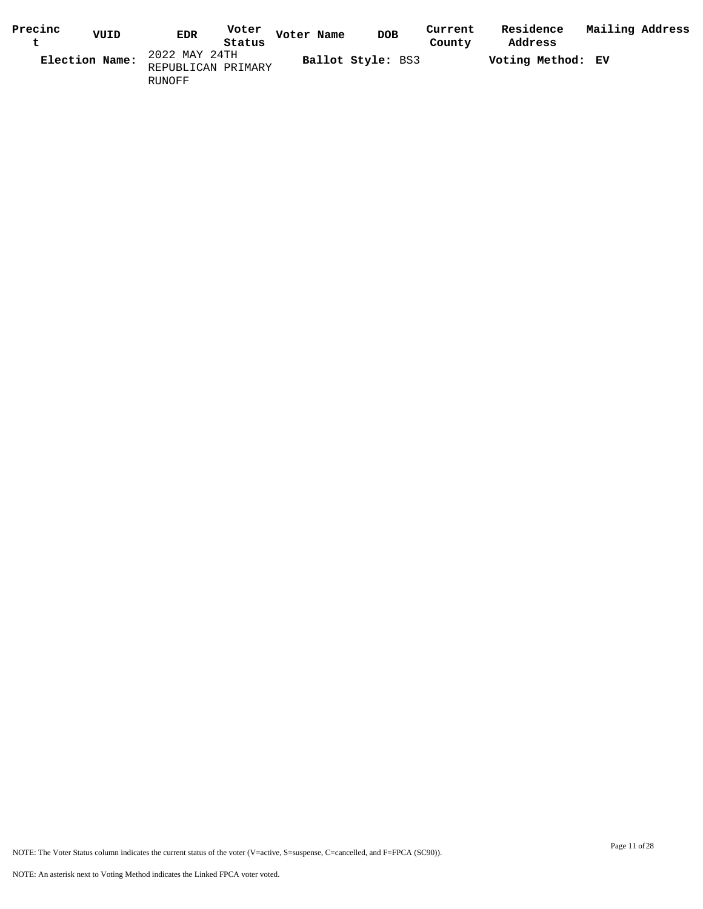| Precinct | VUID | EDR | Voter Status | Voter Name | DOB | Current County | Residence Address | Mailing Address |
|---|---|---|---|---|---|---|---|---|

**Election Name:** 2022 MAY 24TH REPUBLICAN PRIMARY RUNOFF **Ballot Style:** BS3 **Voting Method:** EV

NOTE: The Voter Status column indicates the current status of the voter (V=active, S=suspense, C=cancelled, and F=FPCA (SC90)).

NOTE: An asterisk next to Voting Method indicates the Linked FPCA voter voted.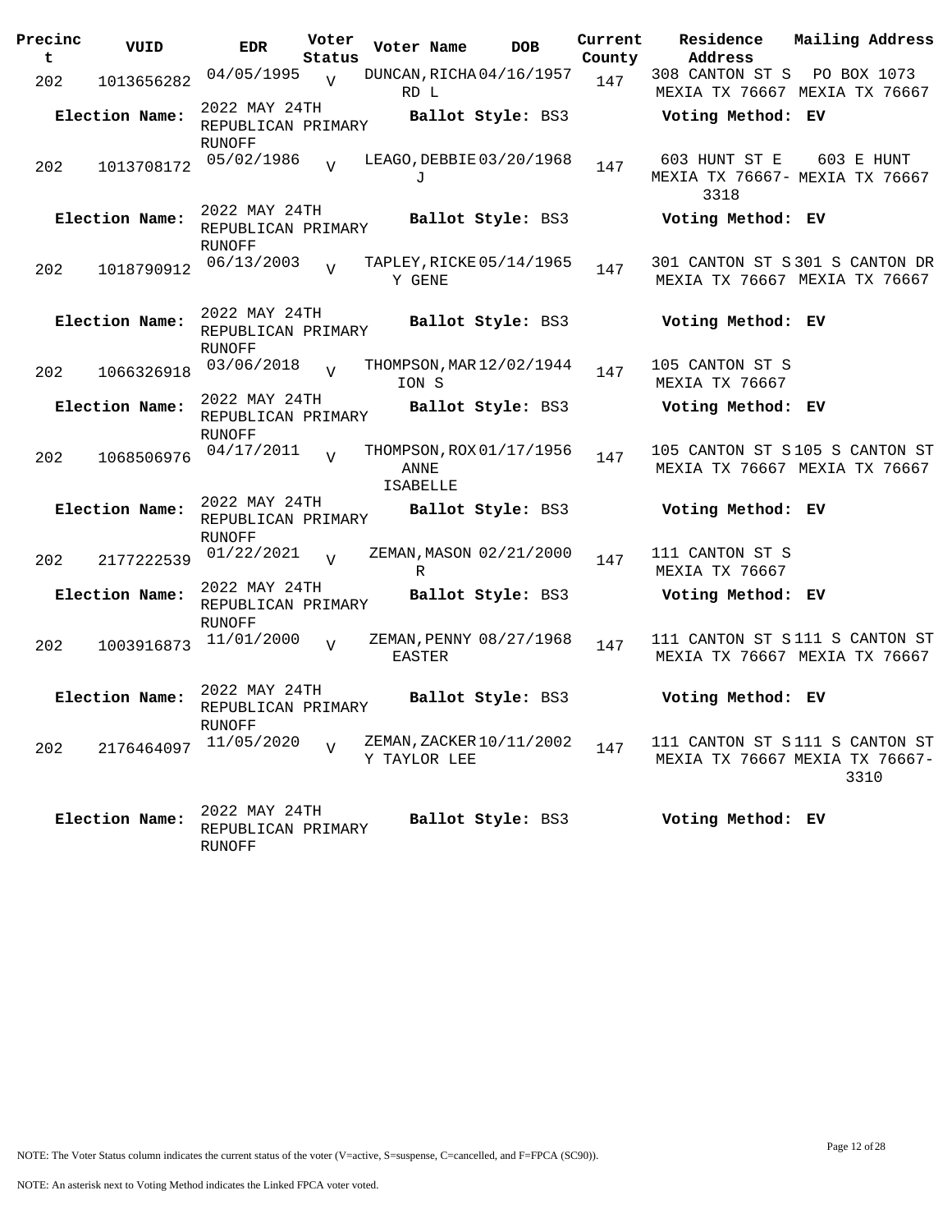| Precinct | VUID | EDR | Voter Status | Voter Name | DOB | Current County | Residence Address | Mailing Address |
|---|---|---|---|---|---|---|---|---|
| 202 | 1013656282 | 04/05/1995 | V | DUNCAN,RICHARD L | 04/16/1957 | 147 | 308 CANTON ST S MEXIA TX 76667 | PO BOX 1073 MEXIA TX 76667 |
| **Election Name:** | | 2022 MAY 24TH REPUBLICAN PRIMARY RUNOFF | | **Ballot Style:** BS3 | | | **Voting Method:** EV | |
| 202 | 1013708172 | 05/02/1986 | V | LEAGO,DEBBIE J | 03/20/1968 | 147 | 603 HUNT ST E MEXIA TX 76667-3318 | 603 E HUNT MEXIA TX 76667 |
| **Election Name:** | | 2022 MAY 24TH REPUBLICAN PRIMARY RUNOFF | | **Ballot Style:** BS3 | | | **Voting Method:** EV | |
| 202 | 1018790912 | 06/13/2003 | V | TAPLEY,RICKEY GENE | 05/14/1965 | 147 | 301 CANTON ST S MEXIA TX 76667 | 301 S CANTON DR MEXIA TX 76667 |
| **Election Name:** | | 2022 MAY 24TH REPUBLICAN PRIMARY RUNOFF | | **Ballot Style:** BS3 | | | **Voting Method:** EV | |
| 202 | 1066326918 | 03/06/2018 | V | THOMPSON,MARION S | 12/02/1944 | 147 | 105 CANTON ST S MEXIA TX 76667 | |
| **Election Name:** | | 2022 MAY 24TH REPUBLICAN PRIMARY RUNOFF | | **Ballot Style:** BS3 | | | **Voting Method:** EV | |
| 202 | 1068506976 | 04/17/2011 | V | THOMPSON,ROXANNE ISABELLE | 01/17/1956 | 147 | 105 CANTON ST S MEXIA TX 76667 | 105 S CANTON ST MEXIA TX 76667 |
| **Election Name:** | | 2022 MAY 24TH REPUBLICAN PRIMARY RUNOFF | | **Ballot Style:** BS3 | | | **Voting Method:** EV | |
| 202 | 2177222539 | 01/22/2021 | V | ZEMAN,MASON R | 02/21/2000 | 147 | 111 CANTON ST S MEXIA TX 76667 | |
| **Election Name:** | | 2022 MAY 24TH REPUBLICAN PRIMARY RUNOFF | | **Ballot Style:** BS3 | | | **Voting Method:** EV | |
| 202 | 1003916873 | 11/01/2000 | V | ZEMAN,PENNY EASTER | 08/27/1968 | 147 | 111 CANTON ST S MEXIA TX 76667 | 111 S CANTON ST MEXIA TX 76667 |
| **Election Name:** | | 2022 MAY 24TH REPUBLICAN PRIMARY RUNOFF | | **Ballot Style:** BS3 | | | **Voting Method:** EV | |
| 202 | 2176464097 | 11/05/2020 | V | ZEMAN,ZACKERY TAYLOR LEE | 10/11/2002 | 147 | 111 CANTON ST S MEXIA TX 76667 | 111 S CANTON ST MEXIA TX 76667-3310 |
| **Election Name:** | | 2022 MAY 24TH REPUBLICAN PRIMARY RUNOFF | | **Ballot Style:** BS3 | | | **Voting Method:** EV | |

NOTE: The Voter Status column indicates the current status of the voter (V=active, S=suspense, C=cancelled, and F=FPCA (SC90)).

NOTE: An asterisk next to Voting Method indicates the Linked FPCA voter voted.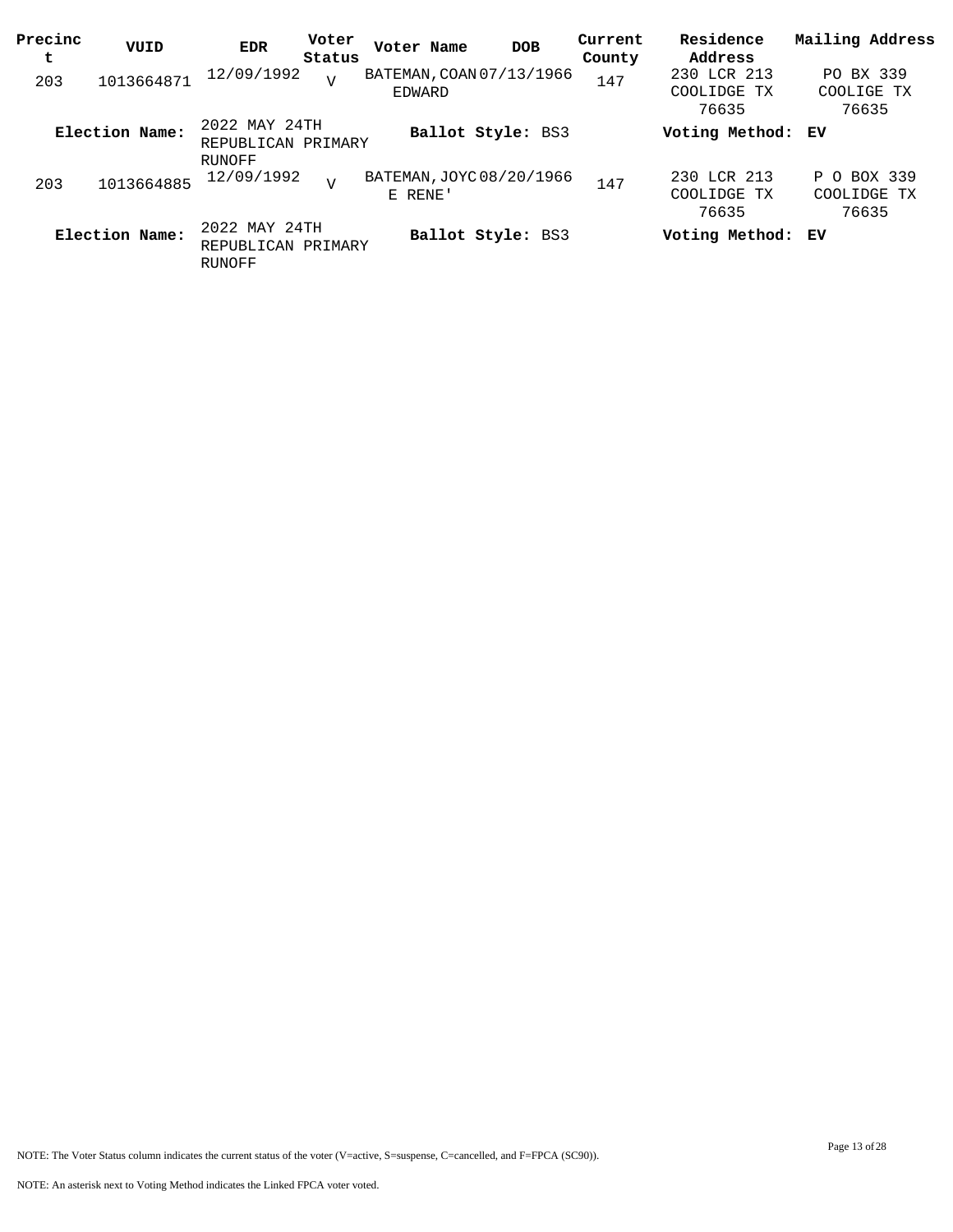| Precinct | VUID | EDR | Voter Status | Voter Name | DOB | Current County | Residence Address | Mailing Address |
| --- | --- | --- | --- | --- | --- | --- | --- | --- |
| 203 | 1013664871 | 12/09/1992 | V | BATEMAN, COAN EDWARD | 07/13/1966 | 147 | 230 LCR 213 COOLIDGE TX 76635 | PO BX 339 COOLIGE TX 76635 |
| **Election Name:** | 2022 MAY 24TH REPUBLICAN PRIMARY RUNOFF | | | **Ballot Style:** BS3 | | | **Voting Method:** EV | |
| 203 | 1013664885 | 12/09/1992 | V | BATEMAN, JOYCE RENE' | 08/20/1966 | 147 | 230 LCR 213 COOLIDGE TX 76635 | P O BOX 339 COOLIDGE TX 76635 |
| **Election Name:** | 2022 MAY 24TH REPUBLICAN PRIMARY RUNOFF | | | **Ballot Style:** BS3 | | | **Voting Method:** EV | |

NOTE: The Voter Status column indicates the current status of the voter (V=active, S=suspense, C=cancelled, and F=FPCA (SC90)).

NOTE: An asterisk next to Voting Method indicates the Linked FPCA voter voted.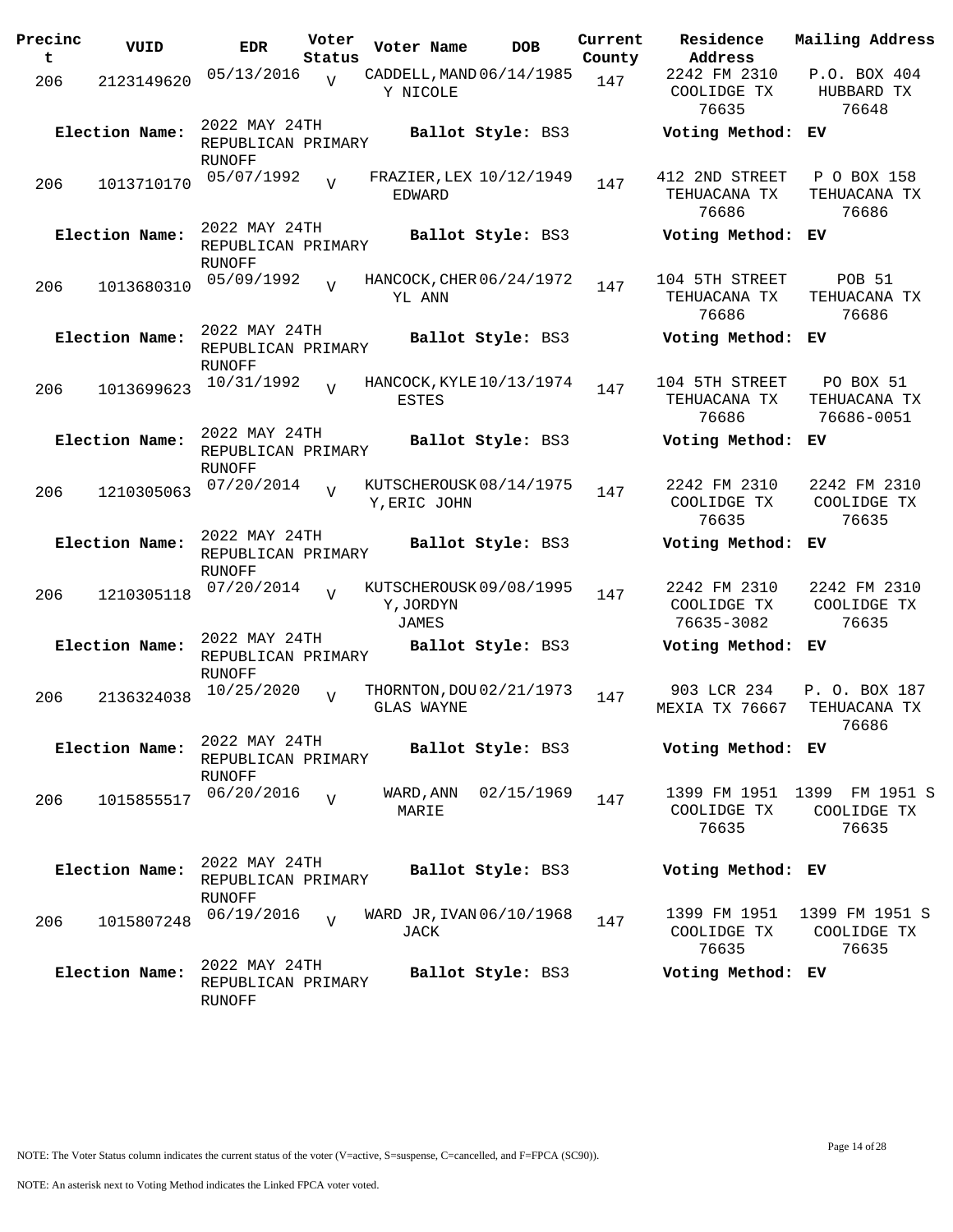| Precinct | VUID | EDR | Voter Status | Voter Name | DOB | Current County | Residence Address | Mailing Address |
|---|---|---|---|---|---|---|---|---|
| 206 | 2123149620 | 05/13/2016 | V | CADDELL, MANDY NICOLE | 06/14/1985 | 147 | 2242 FM 2310 COOLIDGE TX 76635 | P.O. BOX 404 HUBBARD TX 76648 |
| **Election Name:** | | 2022 MAY 24TH REPUBLICAN PRIMARY RUNOFF | | **Ballot Style:** BS3 | | | **Voting Method:** | **EV** |
| 206 | 1013710170 | 05/07/1992 | V | FRAZIER, LEX EDWARD | 10/12/1949 | 147 | 412 2ND STREET TEHUACANA TX 76686 | P O BOX 158 TEHUACANA TX 76686 |
| **Election Name:** | | 2022 MAY 24TH REPUBLICAN PRIMARY RUNOFF | | **Ballot Style:** BS3 | | | **Voting Method:** | **EV** |
| 206 | 1013680310 | 05/09/1992 | V | HANCOCK, CHERYL ANN | 06/24/1972 | 147 | 104 5TH STREET TEHUACANA TX 76686 | POB 51 TEHUACANA TX 76686 |
| **Election Name:** | | 2022 MAY 24TH REPUBLICAN PRIMARY RUNOFF | | **Ballot Style:** BS3 | | | **Voting Method:** | **EV** |
| 206 | 1013699623 | 10/31/1992 | V | HANCOCK, KYLE ESTES | 10/13/1974 | 147 | 104 5TH STREET TEHUACANA TX 76686 | PO BOX 51 TEHUACANA TX 76686-0051 |
| **Election Name:** | | 2022 MAY 24TH REPUBLICAN PRIMARY RUNOFF | | **Ballot Style:** BS3 | | | **Voting Method:** | **EV** |
| 206 | 1210305063 | 07/20/2014 | V | KUTSCHEROUSKY, ERIC JOHN | 08/14/1975 | 147 | 2242 FM 2310 COOLIDGE TX 76635 | 2242 FM 2310 COOLIDGE TX 76635 |
| **Election Name:** | | 2022 MAY 24TH REPUBLICAN PRIMARY RUNOFF | | **Ballot Style:** BS3 | | | **Voting Method:** | **EV** |
| 206 | 1210305118 | 07/20/2014 | V | KUTSCHEROUSKY, JORDYN JAMES | 09/08/1995 | 147 | 2242 FM 2310 COOLIDGE TX 76635-3082 | 2242 FM 2310 COOLIDGE TX 76635 |
| **Election Name:** | | 2022 MAY 24TH REPUBLICAN PRIMARY RUNOFF | | **Ballot Style:** BS3 | | | **Voting Method:** | **EV** |
| 206 | 2136324038 | 10/25/2020 | V | THORNTON, DOUGLAS WAYNE | 02/21/1973 | 147 | 903 LCR 234 MEXIA TX 76667 | P. O. BOX 187 TEHUACANA TX 76686 |
| **Election Name:** | | 2022 MAY 24TH REPUBLICAN PRIMARY RUNOFF | | **Ballot Style:** BS3 | | | **Voting Method:** | **EV** |
| 206 | 1015855517 | 06/20/2016 | V | WARD, ANN MARIE | 02/15/1969 | 147 | 1399 FM 1951 COOLIDGE TX 76635 | 1399 FM 1951 S COOLIDGE TX 76635 |
| **Election Name:** | | 2022 MAY 24TH REPUBLICAN PRIMARY RUNOFF | | **Ballot Style:** BS3 | | | **Voting Method:** | **EV** |
| 206 | 1015807248 | 06/19/2016 | V | WARD JR, IVAN JACK | 06/10/1968 | 147 | 1399 FM 1951 COOLIDGE TX 76635 | 1399 FM 1951 S COOLIDGE TX 76635 |
| **Election Name:** | | 2022 MAY 24TH REPUBLICAN PRIMARY RUNOFF | | **Ballot Style:** BS3 | | | **Voting Method:** | **EV** |

NOTE: The Voter Status column indicates the current status of the voter (V=active, S=suspense, C=cancelled, and F=FPCA (SC90)).

NOTE: An asterisk next to Voting Method indicates the Linked FPCA voter voted.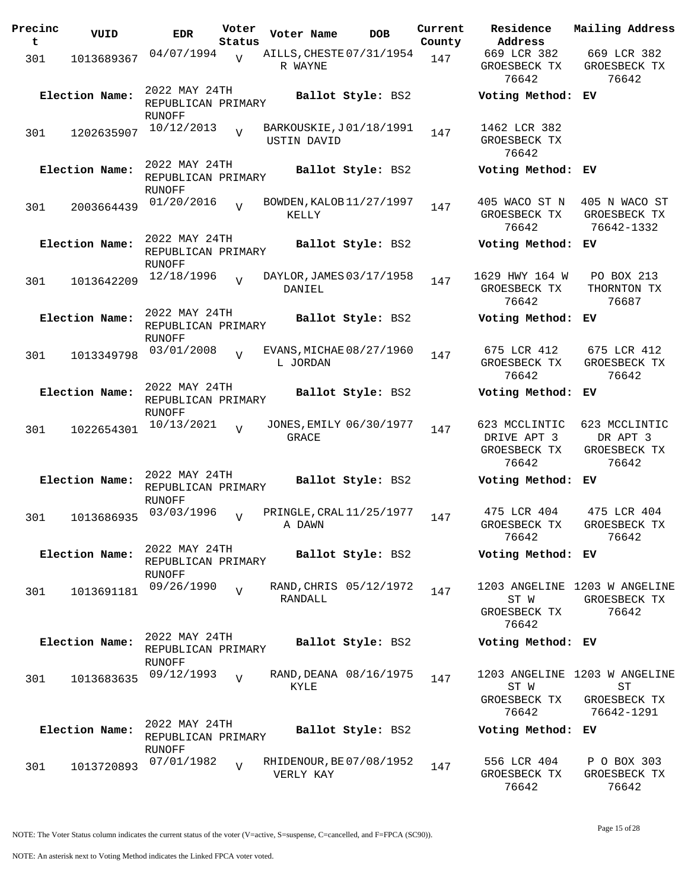| Precinct | VUID | EDR | Voter Status | Voter Name | DOB | Current County | Residence Address | Mailing Address |
|---|---|---|---|---|---|---|---|---|
| 301 | 1013689367 | 04/07/1994 | V | AILLS, CHESTER WAYNE | 07/31/1954 | 147 | 669 LCR 382 GROESBECK TX 76642 | 669 LCR 382 GROESBECK TX 76642 |
| **Election Name:** | | 2022 MAY 24TH REPUBLICAN PRIMARY RUNOFF | | **Ballot Style:** BS2 | | | **Voting Method:** EV | |
| 301 | 1202635907 | 10/12/2013 | V | BARKOUSKIE, JUSTIN DAVID | 01/18/1991 | 147 | 1462 LCR 382 GROESBECK TX 76642 | |
| **Election Name:** | | 2022 MAY 24TH REPUBLICAN PRIMARY RUNOFF | | **Ballot Style:** BS2 | | | **Voting Method:** EV | |
| 301 | 2003664439 | 01/20/2016 | V | BOWDEN, KALOB KELLY | 11/27/1997 | 147 | 405 WACO ST N GROESBECK TX 76642 | 405 N WACO ST GROESBECK TX 76642-1332 |
| **Election Name:** | | 2022 MAY 24TH REPUBLICAN PRIMARY RUNOFF | | **Ballot Style:** BS2 | | | **Voting Method:** EV | |
| 301 | 1013642209 | 12/18/1996 | V | DAYLOR, JAMES DANIEL | 03/17/1958 | 147 | 1629 HWY 164 W GROESBECK TX 76642 | PO BOX 213 THORNTON TX 76687 |
| **Election Name:** | | 2022 MAY 24TH REPUBLICAN PRIMARY RUNOFF | | **Ballot Style:** BS2 | | | **Voting Method:** EV | |
| 301 | 1013349798 | 03/01/2008 | V | EVANS, MICHAEL JORDAN | 08/27/1960 | 147 | 675 LCR 412 GROESBECK TX 76642 | 675 LCR 412 GROESBECK TX 76642 |
| **Election Name:** | | 2022 MAY 24TH REPUBLICAN PRIMARY RUNOFF | | **Ballot Style:** BS2 | | | **Voting Method:** EV | |
| 301 | 1022654301 | 10/13/2021 | V | JONES, EMILY GRACE | 06/30/1977 | 147 | 623 MCCLINTIC DRIVE APT 3 GROESBECK TX 76642 | 623 MCCLINTIC DR APT 3 GROESBECK TX 76642 |
| **Election Name:** | | 2022 MAY 24TH REPUBLICAN PRIMARY RUNOFF | | **Ballot Style:** BS2 | | | **Voting Method:** EV | |
| 301 | 1013686935 | 03/03/1996 | V | PRINGLE, CRALA DAWN | 11/25/1977 | 147 | 475 LCR 404 GROESBECK TX 76642 | 475 LCR 404 GROESBECK TX 76642 |
| **Election Name:** | | 2022 MAY 24TH REPUBLICAN PRIMARY RUNOFF | | **Ballot Style:** BS2 | | | **Voting Method:** EV | |
| 301 | 1013691181 | 09/26/1990 | V | RAND, CHRIS RANDALL | 05/12/1972 | 147 | 1203 ANGELINE ST W GROESBECK TX 76642 | 1203 W ANGELINE GROESBECK TX 76642 |
| **Election Name:** | | 2022 MAY 24TH REPUBLICAN PRIMARY RUNOFF | | **Ballot Style:** BS2 | | | **Voting Method:** EV | |
| 301 | 1013683635 | 09/12/1993 | V | RAND, DEANA KYLE | 08/16/1975 | 147 | 1203 ANGELINE ST W GROESBECK TX 76642 | 1203 W ANGELINE ST GROESBECK TX 76642-1291 |
| **Election Name:** | | 2022 MAY 24TH REPUBLICAN PRIMARY RUNOFF | | **Ballot Style:** BS2 | | | **Voting Method:** EV | |
| 301 | 1013720893 | 07/01/1982 | V | RHIDENOUR, BEVERLY KAY | 07/08/1952 | 147 | 556 LCR 404 GROESBECK TX 76642 | P O BOX 303 GROESBECK TX 76642 |

NOTE: The Voter Status column indicates the current status of the voter (V=active, S=suspense, C=cancelled, and F=FPCA (SC90)).

NOTE: An asterisk next to Voting Method indicates the Linked FPCA voter voted.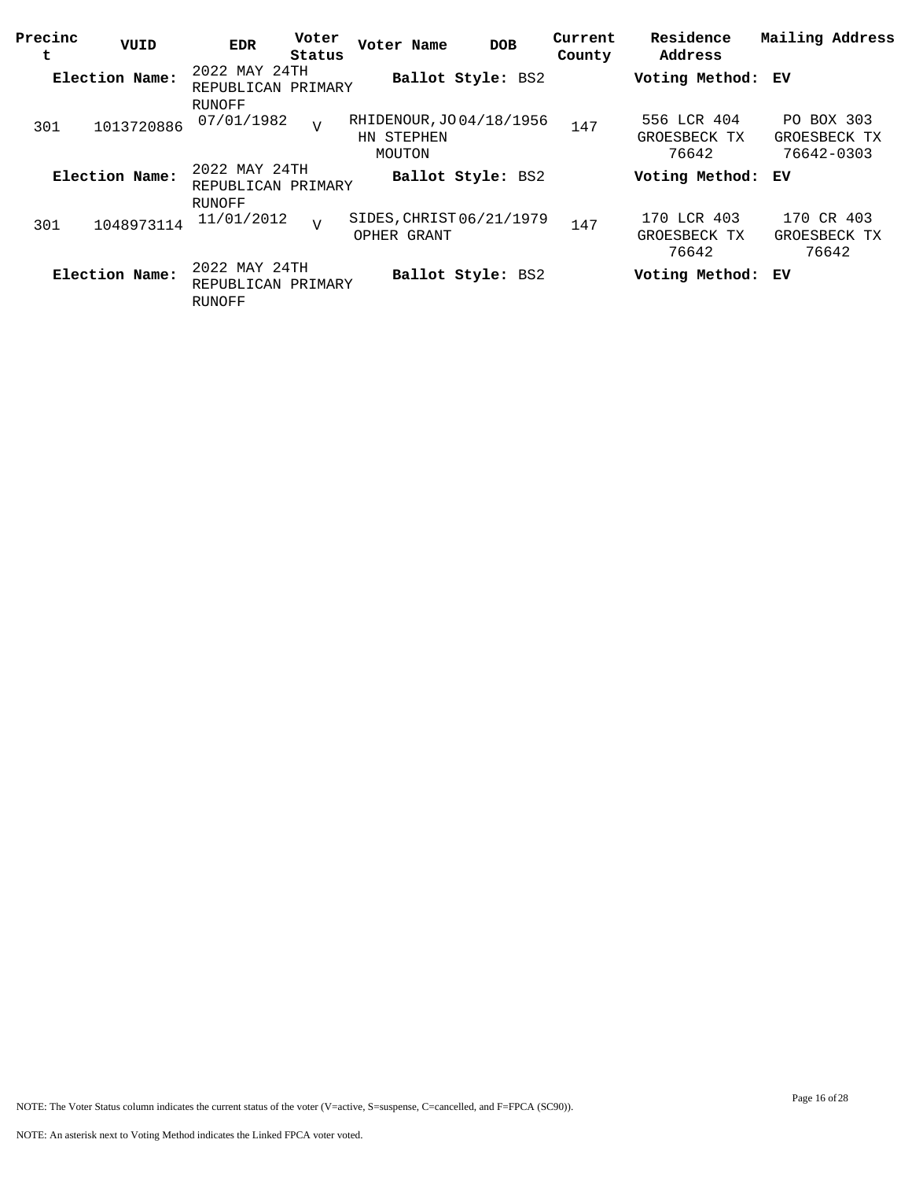| Precinct | VUID | EDR | Voter Status | Voter Name | DOB | Current County | Residence Address | Mailing Address |
|---|---|---|---|---|---|---|---|---|
| **Election Name:** | | 2022 MAY 24TH REPUBLICAN PRIMARY RUNOFF | | **Ballot Style:** BS2 | | | **Voting Method:** EV | |
| 301 | 1013720886 | 07/01/1982 | V | RHIDENOUR,JOHN STEPHEN MOUTON | 04/18/1956 | 147 | 556 LCR 404 GROESBECK TX 76642 | PO BOX 303 GROESBECK TX 76642-0303 |
| **Election Name:** | | 2022 MAY 24TH REPUBLICAN PRIMARY RUNOFF | | **Ballot Style:** BS2 | | | **Voting Method:** EV | |
| 301 | 1048973114 | 11/01/2012 | V | SIDES,CHRISTOPHER GRANT | 06/21/1979 | 147 | 170 LCR 403 GROESBECK TX 76642 | 170 CR 403 GROESBECK TX 76642 |
| **Election Name:** | | 2022 MAY 24TH REPUBLICAN PRIMARY RUNOFF | | **Ballot Style:** BS2 | | | **Voting Method:** EV | |

NOTE: The Voter Status column indicates the current status of the voter (V=active, S=suspense, C=cancelled, and F=FPCA (SC90)).

NOTE: An asterisk next to Voting Method indicates the Linked FPCA voter voted.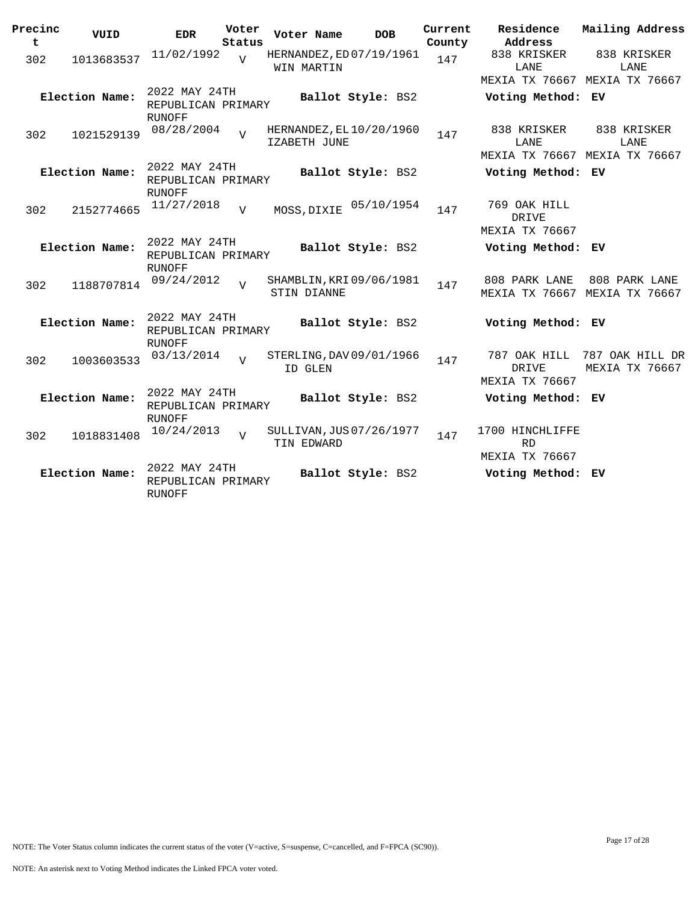| Precinct | VUID | EDR | Voter Status | Voter Name | DOB | Current County | Residence Address | Mailing Address |
|---|---|---|---|---|---|---|---|---|
| 302 | 1013683537 | 11/02/1992 | V | HERNANDEZ,EDWIN MARTIN | 07/19/1961 | 147 | 838 KRISKER LANE MEXIA TX 76667 | 838 KRISKER LANE MEXIA TX 76667 |
| **Election Name:** | | 2022 MAY 24TH REPUBLICAN PRIMARY RUNOFF | | **Ballot Style:** BS2 | | | **Voting Method:** EV | |
| 302 | 1021529139 | 08/28/2004 | V | HERNANDEZ,ELIZABETH JUNE | 10/20/1960 | 147 | 838 KRISKER LANE MEXIA TX 76667 | 838 KRISKER LANE MEXIA TX 76667 |
| **Election Name:** | | 2022 MAY 24TH REPUBLICAN PRIMARY RUNOFF | | **Ballot Style:** BS2 | | | **Voting Method:** EV | |
| 302 | 2152774665 | 11/27/2018 | V | MOSS,DIXIE | 05/10/1954 | 147 | 769 OAK HILL DRIVE MEXIA TX 76667 | |
| **Election Name:** | | 2022 MAY 24TH REPUBLICAN PRIMARY RUNOFF | | **Ballot Style:** BS2 | | | **Voting Method:** EV | |
| 302 | 1188707814 | 09/24/2012 | V | SHAMBLIN,KRISTIN DIANNE | 09/06/1981 | 147 | 808 PARK LANE MEXIA TX 76667 | 808 PARK LANE MEXIA TX 76667 |
| **Election Name:** | | 2022 MAY 24TH REPUBLICAN PRIMARY RUNOFF | | **Ballot Style:** BS2 | | | **Voting Method:** EV | |
| 302 | 1003603533 | 03/13/2014 | V | STERLING,DAVID GLEN | 09/01/1966 | 147 | 787 OAK HILL DRIVE MEXIA TX 76667 | 787 OAK HILL DR MEXIA TX 76667 |
| **Election Name:** | | 2022 MAY 24TH REPUBLICAN PRIMARY RUNOFF | | **Ballot Style:** BS2 | | | **Voting Method:** EV | |
| 302 | 1018831408 | 10/24/2013 | V | SULLIVAN,JUSTIN EDWARD | 07/26/1977 | 147 | 1700 HINCHLIFFE RD MEXIA TX 76667 | |
| **Election Name:** | | 2022 MAY 24TH REPUBLICAN PRIMARY RUNOFF | | **Ballot Style:** BS2 | | | **Voting Method:** EV | |

NOTE: The Voter Status column indicates the current status of the voter (V=active, S=suspense, C=cancelled, and F=FPCA (SC90)).

NOTE: An asterisk next to Voting Method indicates the Linked FPCA voter voted.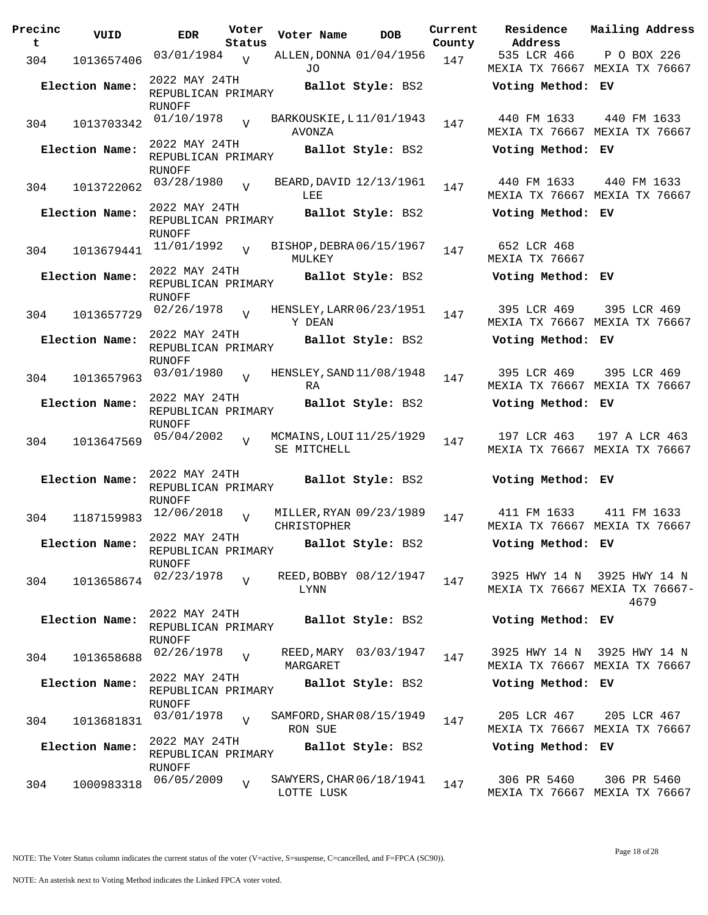| Precinct | VUID | EDR | Voter Status | Voter Name | DOB | Current County | Residence Address | Mailing Address |
|---|---|---|---|---|---|---|---|---|
| 304 | 1013657406 | 03/01/1984 | V | ALLEN,DONNA JO | 01/04/1956 | 147 | 535 LCR 466 MEXIA TX 76667 | P O BOX 226 MEXIA TX 76667 |
| Election Name: | | 2022 MAY 24TH REPUBLICAN PRIMARY RUNOFF | | Ballot Style: BS2 | | | Voting Method: EV | |
| 304 | 1013703342 | 01/10/1978 | V | BARKOUSKIE,L AVONZA | 11/01/1943 | 147 | 440 FM 1633 MEXIA TX 76667 | 440 FM 1633 MEXIA TX 76667 |
| Election Name: | | 2022 MAY 24TH REPUBLICAN PRIMARY RUNOFF | | Ballot Style: BS2 | | | Voting Method: EV | |
| 304 | 1013722062 | 03/28/1980 | V | BEARD,DAVID LEE | 12/13/1961 | 147 | 440 FM 1633 MEXIA TX 76667 | 440 FM 1633 MEXIA TX 76667 |
| Election Name: | | 2022 MAY 24TH REPUBLICAN PRIMARY RUNOFF | | Ballot Style: BS2 | | | Voting Method: EV | |
| 304 | 1013679441 | 11/01/1992 | V | BISHOP,DEBRA MULKEY | 06/15/1967 | 147 | 652 LCR 468 MEXIA TX 76667 | |
| Election Name: | | 2022 MAY 24TH REPUBLICAN PRIMARY RUNOFF | | Ballot Style: BS2 | | | Voting Method: EV | |
| 304 | 1013657729 | 02/26/1978 | V | HENSLEY,LARRY DEAN | 06/23/1951 | 147 | 395 LCR 469 MEXIA TX 76667 | 395 LCR 469 MEXIA TX 76667 |
| Election Name: | | 2022 MAY 24TH REPUBLICAN PRIMARY RUNOFF | | Ballot Style: BS2 | | | Voting Method: EV | |
| 304 | 1013657963 | 03/01/1980 | V | HENSLEY,SANDRA | 11/08/1948 | 147 | 395 LCR 469 MEXIA TX 76667 | 395 LCR 469 MEXIA TX 76667 |
| Election Name: | | 2022 MAY 24TH REPUBLICAN PRIMARY RUNOFF | | Ballot Style: BS2 | | | Voting Method: EV | |
| 304 | 1013647569 | 05/04/2002 | V | MCMAINS,LOUISE MITCHELL | 11/25/1929 | 147 | 197 LCR 463 MEXIA TX 76667 | 197 A LCR 463 MEXIA TX 76667 |
| Election Name: | | 2022 MAY 24TH REPUBLICAN PRIMARY RUNOFF | | Ballot Style: BS2 | | | Voting Method: EV | |
| 304 | 1187159983 | 12/06/2018 | V | MILLER,RYAN CHRISTOPHER | 09/23/1989 | 147 | 411 FM 1633 MEXIA TX 76667 | 411 FM 1633 MEXIA TX 76667 |
| Election Name: | | 2022 MAY 24TH REPUBLICAN PRIMARY RUNOFF | | Ballot Style: BS2 | | | Voting Method: EV | |
| 304 | 1013658674 | 02/23/1978 | V | REED,BOBBY LYNN | 08/12/1947 | 147 | 3925 HWY 14 N MEXIA TX 76667 | 3925 HWY 14 N MEXIA TX 76667-4679 |
| Election Name: | | 2022 MAY 24TH REPUBLICAN PRIMARY RUNOFF | | Ballot Style: BS2 | | | Voting Method: EV | |
| 304 | 1013658688 | 02/26/1978 | V | REED,MARY MARGARET | 03/03/1947 | 147 | 3925 HWY 14 N MEXIA TX 76667 | 3925 HWY 14 N MEXIA TX 76667 |
| Election Name: | | 2022 MAY 24TH REPUBLICAN PRIMARY RUNOFF | | Ballot Style: BS2 | | | Voting Method: EV | |
| 304 | 1013681831 | 03/01/1978 | V | SAMFORD,SHARRON SUE | 08/15/1949 | 147 | 205 LCR 467 MEXIA TX 76667 | 205 LCR 467 MEXIA TX 76667 |
| Election Name: | | 2022 MAY 24TH REPUBLICAN PRIMARY RUNOFF | | Ballot Style: BS2 | | | Voting Method: EV | |
| 304 | 1000983318 | 06/05/2009 | V | SAWYERS,CHARLOTTE LUSK | 06/18/1941 | 147 | 306 PR 5460 MEXIA TX 76667 | 306 PR 5460 MEXIA TX 76667 |

NOTE: The Voter Status column indicates the current status of the voter (V=active, S=suspense, C=cancelled, and F=FPCA (SC90)).

NOTE: An asterisk next to Voting Method indicates the Linked FPCA voter voted.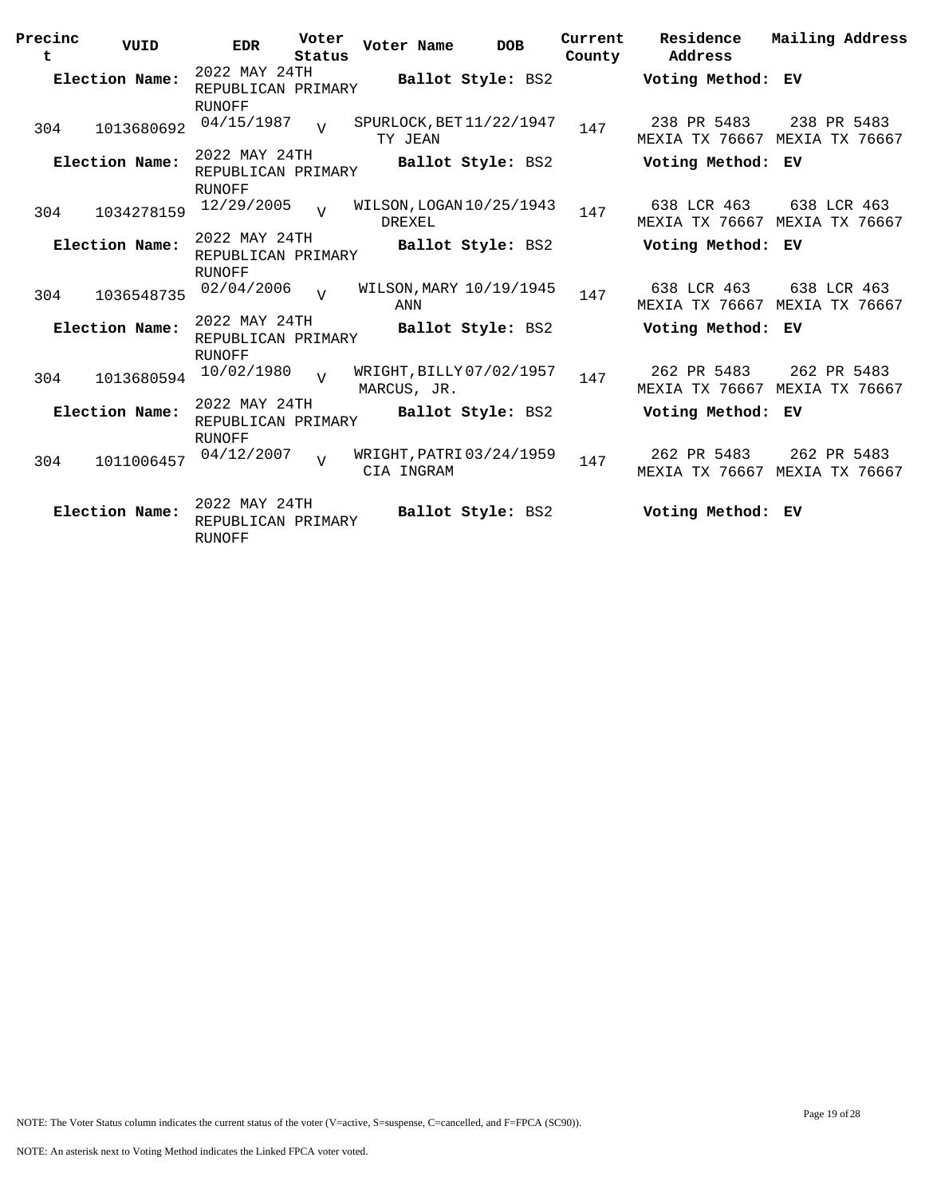| Precinct | VUID | EDR | Voter Status | Voter Name | DOB | Current County | Residence Address | Mailing Address |
|---|---|---|---|---|---|---|---|---|
| **Election Name:** | | 2022 MAY 24TH REPUBLICAN PRIMARY RUNOFF | | **Ballot Style:** BS2 | | | **Voting Method:** EV | |
| 304 | 1013680692 | 04/15/1987 | V | SPURLOCK, BETTY JEAN | 11/22/1947 | 147 | 238 PR 5483 MEXIA TX 76667 | 238 PR 5483 MEXIA TX 76667 |
| **Election Name:** | | 2022 MAY 24TH REPUBLICAN PRIMARY RUNOFF | | **Ballot Style:** BS2 | | | **Voting Method:** EV | |
| 304 | 1034278159 | 12/29/2005 | V | WILSON, LOGAN DREXEL | 10/25/1943 | 147 | 638 LCR 463 MEXIA TX 76667 | 638 LCR 463 MEXIA TX 76667 |
| **Election Name:** | | 2022 MAY 24TH REPUBLICAN PRIMARY RUNOFF | | **Ballot Style:** BS2 | | | **Voting Method:** EV | |
| 304 | 1036548735 | 02/04/2006 | V | WILSON, MARY ANN | 10/19/1945 | 147 | 638 LCR 463 MEXIA TX 76667 | 638 LCR 463 MEXIA TX 76667 |
| **Election Name:** | | 2022 MAY 24TH REPUBLICAN PRIMARY RUNOFF | | **Ballot Style:** BS2 | | | **Voting Method:** EV | |
| 304 | 1013680594 | 10/02/1980 | V | WRIGHT, BILLY MARCUS, JR. | 07/02/1957 | 147 | 262 PR 5483 MEXIA TX 76667 | 262 PR 5483 MEXIA TX 76667 |
| **Election Name:** | | 2022 MAY 24TH REPUBLICAN PRIMARY RUNOFF | | **Ballot Style:** BS2 | | | **Voting Method:** EV | |
| 304 | 1011006457 | 04/12/2007 | V | WRIGHT, PATRICIA INGRAM | 03/24/1959 | 147 | 262 PR 5483 MEXIA TX 76667 | 262 PR 5483 MEXIA TX 76667 |
| **Election Name:** | | 2022 MAY 24TH REPUBLICAN PRIMARY RUNOFF | | **Ballot Style:** BS2 | | | **Voting Method:** EV | |

NOTE: The Voter Status column indicates the current status of the voter (V=active, S=suspense, C=cancelled, and F=FPCA (SC90)).

NOTE: An asterisk next to Voting Method indicates the Linked FPCA voter voted.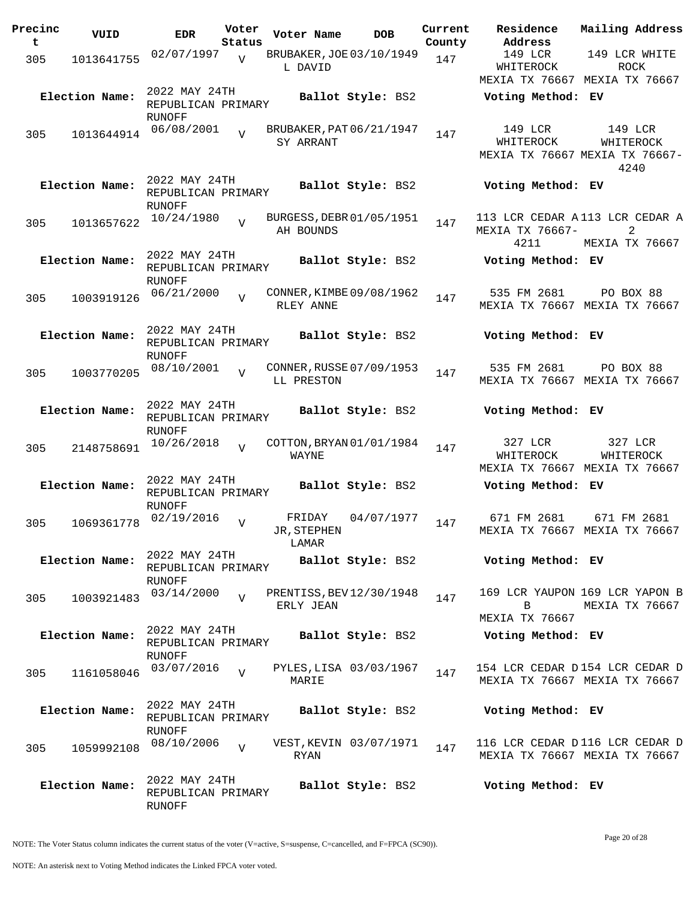| Precinct | VUID | EDR | Voter Status | Voter Name | DOB | Current County | Residence Address | Mailing Address |
|---|---|---|---|---|---|---|---|---|
| 305 | 1013641755 | 02/07/1997 | V | BRUBAKER, JOE L DAVID | 03/10/1949 | 147 | 149 LCR WHITEROCK MEXIA TX 76667 | 149 LCR WHITE ROCK MEXIA TX 76667 |
| Election Name: | 2022 MAY 24TH REPUBLICAN PRIMARY RUNOFF | | | Ballot Style: BS2 | | | Voting Method: EV | |
| 305 | 1013644914 | 06/08/2001 | V | BRUBAKER, PATSY ARRANT | 06/21/1947 | 147 | 149 LCR WHITEROCK MEXIA TX 76667 | 149 LCR WHITEROCK MEXIA TX 76667-4240 |
| Election Name: | 2022 MAY 24TH REPUBLICAN PRIMARY RUNOFF | | | Ballot Style: BS2 | | | Voting Method: EV | |
| 305 | 1013657622 | 10/24/1980 | V | BURGESS, DEBRAH BOUNDS | 01/05/1951 | 147 | 113 LCR CEDAR A MEXIA TX 76667-4211 | 113 LCR CEDAR A 2 MEXIA TX 76667 |
| Election Name: | 2022 MAY 24TH REPUBLICAN PRIMARY RUNOFF | | | Ballot Style: BS2 | | | Voting Method: EV | |
| 305 | 1003919126 | 06/21/2000 | V | CONNER, KIMBERLEY ANNE | 09/08/1962 | 147 | 535 FM 2681 MEXIA TX 76667 | PO BOX 88 MEXIA TX 76667 |
| Election Name: | 2022 MAY 24TH REPUBLICAN PRIMARY RUNOFF | | | Ballot Style: BS2 | | | Voting Method: EV | |
| 305 | 1003770205 | 08/10/2001 | V | CONNER, RUSSELL PRESTON | 07/09/1953 | 147 | 535 FM 2681 MEXIA TX 76667 | PO BOX 88 MEXIA TX 76667 |
| Election Name: | 2022 MAY 24TH REPUBLICAN PRIMARY RUNOFF | | | Ballot Style: BS2 | | | Voting Method: EV | |
| 305 | 2148758691 | 10/26/2018 | V | COTTON, BRYAN WAYNE | 01/01/1984 | 147 | 327 LCR WHITEROCK MEXIA TX 76667 | 327 LCR WHITEROCK MEXIA TX 76667 |
| Election Name: | 2022 MAY 24TH REPUBLICAN PRIMARY RUNOFF | | | Ballot Style: BS2 | | | Voting Method: EV | |
| 305 | 1069361778 | 02/19/2016 | V | FRIDAY JR, STEPHEN LAMAR | 04/07/1977 | 147 | 671 FM 2681 MEXIA TX 76667 | 671 FM 2681 MEXIA TX 76667 |
| Election Name: | 2022 MAY 24TH REPUBLICAN PRIMARY RUNOFF | | | Ballot Style: BS2 | | | Voting Method: EV | |
| 305 | 1003921483 | 03/14/2000 | V | PRENTISS, BEVERLY JEAN | 12/30/1948 | 147 | 169 LCR YAUPON B MEXIA TX 76667 | 169 LCR YAPON B MEXIA TX 76667 |
| Election Name: | 2022 MAY 24TH REPUBLICAN PRIMARY RUNOFF | | | Ballot Style: BS2 | | | Voting Method: EV | |
| 305 | 1161058046 | 03/07/2016 | V | PYLES, LISA MARIE | 03/03/1967 | 147 | 154 LCR CEDAR D MEXIA TX 76667 | 154 LCR CEDAR D MEXIA TX 76667 |
| Election Name: | 2022 MAY 24TH REPUBLICAN PRIMARY RUNOFF | | | Ballot Style: BS2 | | | Voting Method: EV | |
| 305 | 1059992108 | 08/10/2006 | V | VEST, KEVIN RYAN | 03/07/1971 | 147 | 116 LCR CEDAR D MEXIA TX 76667 | 116 LCR CEDAR D MEXIA TX 76667 |
| Election Name: | 2022 MAY 24TH REPUBLICAN PRIMARY RUNOFF | | | Ballot Style: BS2 | | | Voting Method: EV | |

NOTE: The Voter Status column indicates the current status of the voter (V=active, S=suspense, C=cancelled, and F=FPCA (SC90)).

NOTE: An asterisk next to Voting Method indicates the Linked FPCA voter voted.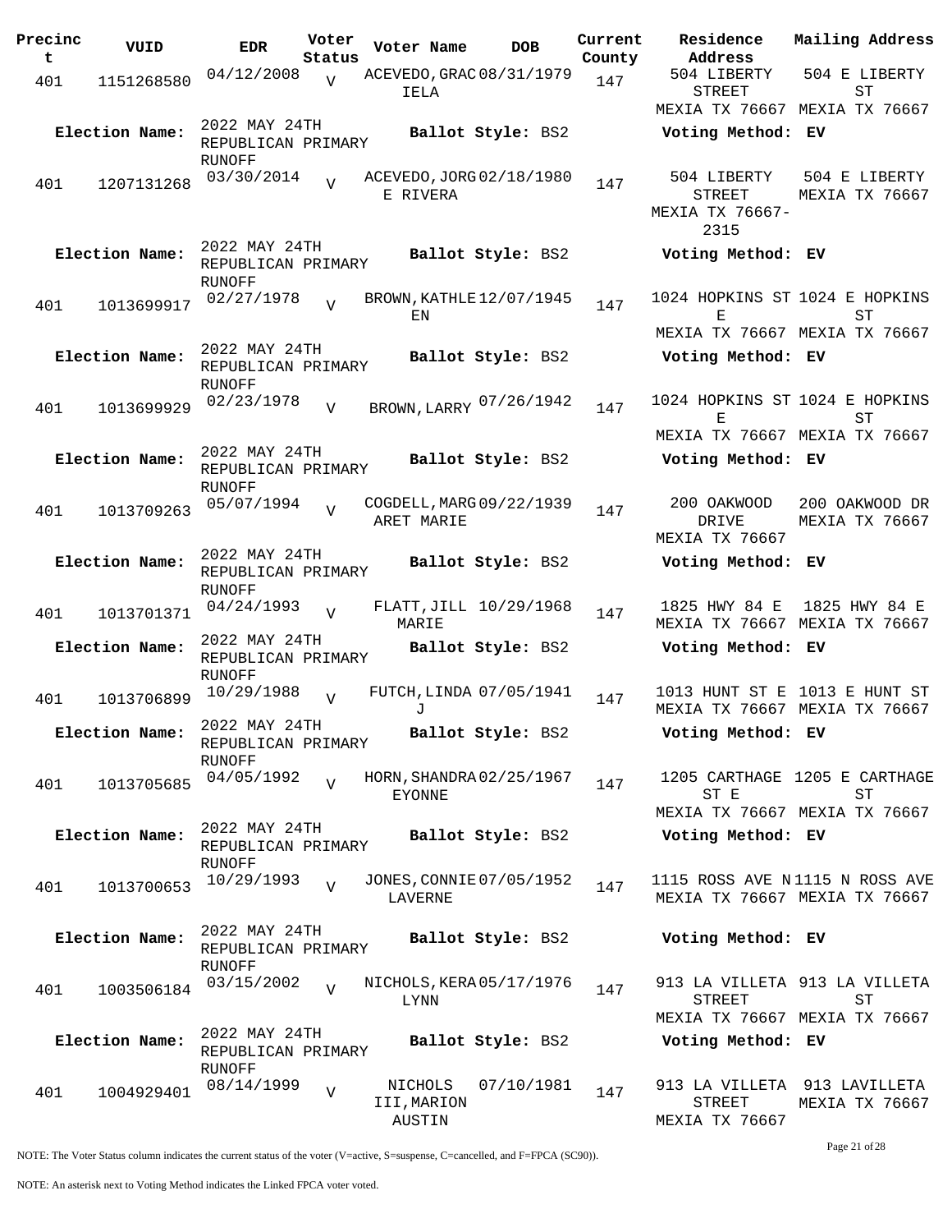| Precinct | VUID | EDR | Voter Status | Voter Name | DOB | Current County | Residence Address | Mailing Address |
|---|---|---|---|---|---|---|---|---|
| 401 | 1151268580 | 04/12/2008 | V | ACEVEDO,GRACIELA | 08/31/1979 | 147 | 504 LIBERTY STREET MEXIA TX 76667 | 504 E LIBERTY ST MEXIA TX 76667 |
| **Election Name:** | 2022 MAY 24TH REPUBLICAN PRIMARY RUNOFF | | | **Ballot Style:** BS2 | | | **Voting Method:** EV | |
| 401 | 1207131268 | 03/30/2014 | V | ACEVEDO,JORGE RIVERA | 02/18/1980 | 147 | 504 LIBERTY STREET MEXIA TX 76667-2315 | 504 E LIBERTY MEXIA TX 76667 |
| **Election Name:** | 2022 MAY 24TH REPUBLICAN PRIMARY RUNOFF | | | **Ballot Style:** BS2 | | | **Voting Method:** EV | |
| 401 | 1013699917 | 02/27/1978 | V | BROWN,KATHLEEN | 12/07/1945 | 147 | 1024 HOPKINS ST E MEXIA TX 76667 | 1024 E HOPKINS ST MEXIA TX 76667 |
| **Election Name:** | 2022 MAY 24TH REPUBLICAN PRIMARY RUNOFF | | | **Ballot Style:** BS2 | | | **Voting Method:** EV | |
| 401 | 1013699929 | 02/23/1978 | V | BROWN,LARRY | 07/26/1942 | 147 | 1024 HOPKINS ST E MEXIA TX 76667 | 1024 E HOPKINS ST MEXIA TX 76667 |
| **Election Name:** | 2022 MAY 24TH REPUBLICAN PRIMARY RUNOFF | | | **Ballot Style:** BS2 | | | **Voting Method:** EV | |
| 401 | 1013709263 | 05/07/1994 | V | COGDELL,MARGARET MARIE | 09/22/1939 | 147 | 200 OAKWOOD DRIVE MEXIA TX 76667 | 200 OAKWOOD DR MEXIA TX 76667 |
| **Election Name:** | 2022 MAY 24TH REPUBLICAN PRIMARY RUNOFF | | | **Ballot Style:** BS2 | | | **Voting Method:** EV | |
| 401 | 1013701371 | 04/24/1993 | V | FLATT,JILL MARIE | 10/29/1968 | 147 | 1825 HWY 84 E MEXIA TX 76667 | 1825 HWY 84 E MEXIA TX 76667 |
| **Election Name:** | 2022 MAY 24TH REPUBLICAN PRIMARY RUNOFF | | | **Ballot Style:** BS2 | | | **Voting Method:** EV | |
| 401 | 1013706899 | 10/29/1988 | V | FUTCH,LINDA J | 07/05/1941 | 147 | 1013 HUNT ST E MEXIA TX 76667 | 1013 E HUNT ST MEXIA TX 76667 |
| **Election Name:** | 2022 MAY 24TH REPUBLICAN PRIMARY RUNOFF | | | **Ballot Style:** BS2 | | | **Voting Method:** EV | |
| 401 | 1013705685 | 04/05/1992 | V | HORN,SHANDRA EYONNE | 02/25/1967 | 147 | 1205 CARTHAGE ST E MEXIA TX 76667 | 1205 E CARTHAGE ST MEXIA TX 76667 |
| **Election Name:** | 2022 MAY 24TH REPUBLICAN PRIMARY RUNOFF | | | **Ballot Style:** BS2 | | | **Voting Method:** EV | |
| 401 | 1013700653 | 10/29/1993 | V | JONES,CONNIE LAVERNE | 07/05/1952 | 147 | 1115 ROSS AVE N MEXIA TX 76667 | 1115 N ROSS AVE MEXIA TX 76667 |
| **Election Name:** | 2022 MAY 24TH REPUBLICAN PRIMARY RUNOFF | | | **Ballot Style:** BS2 | | | **Voting Method:** EV | |
| 401 | 1003506184 | 03/15/2002 | V | NICHOLS,KERA LYNN | 05/17/1976 | 147 | 913 LA VILLETA STREET MEXIA TX 76667 | 913 LA VILLETA ST MEXIA TX 76667 |
| **Election Name:** | 2022 MAY 24TH REPUBLICAN PRIMARY RUNOFF | | | **Ballot Style:** BS2 | | | **Voting Method:** EV | |
| 401 | 1004929401 | 08/14/1999 | V | NICHOLS III,MARION AUSTIN | 07/10/1981 | 147 | 913 LA VILLETA STREET MEXIA TX 76667 | 913 LAVILLETA MEXIA TX 76667 |

NOTE: The Voter Status column indicates the current status of the voter (V=active, S=suspense, C=cancelled, and F=FPCA (SC90)).

NOTE: An asterisk next to Voting Method indicates the Linked FPCA voter voted.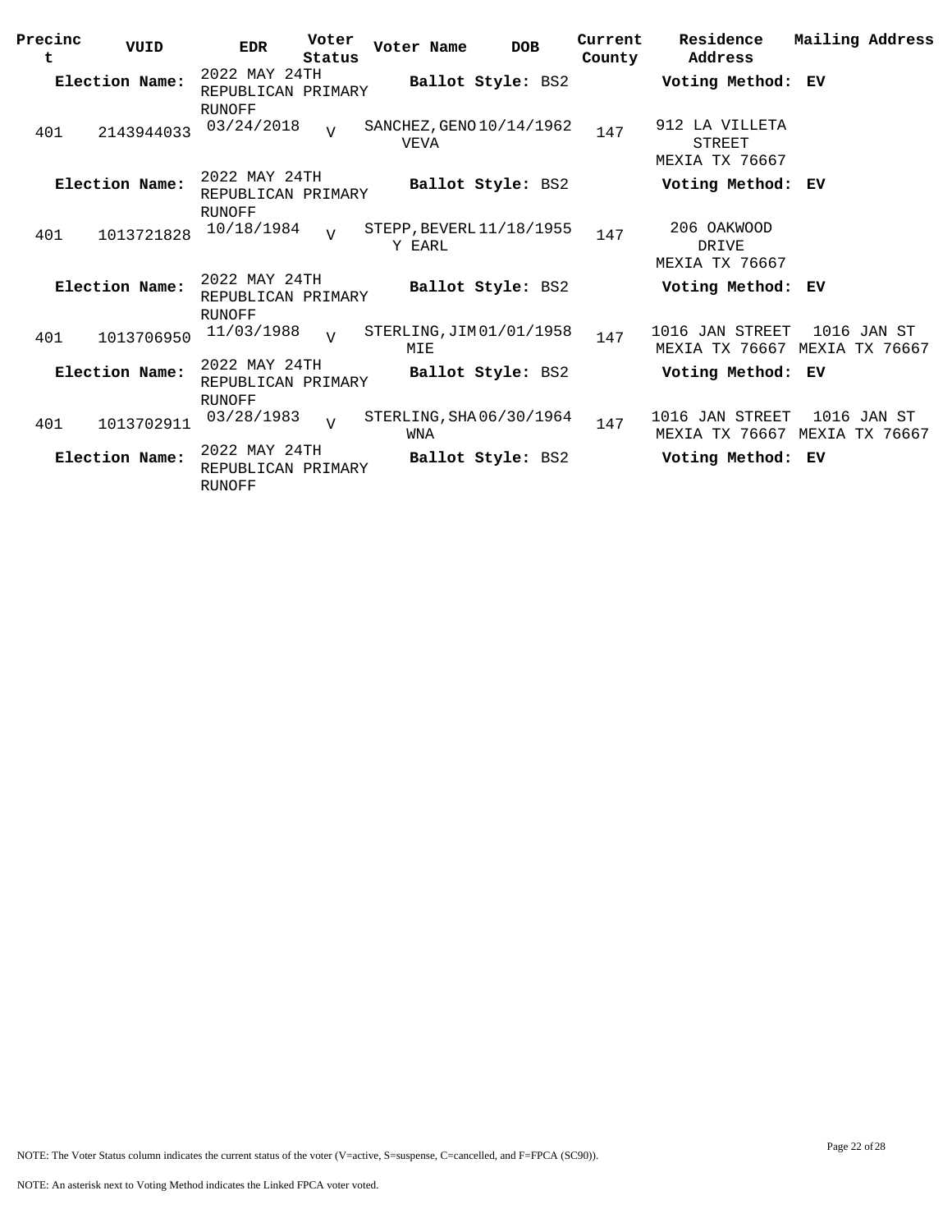| Precinct | VUID | EDR | Voter Status | Voter Name | DOB | Current County | Residence Address | Mailing Address |
|---|---|---|---|---|---|---|---|---|
| **Election Name:** | | 2022 MAY 24TH REPUBLICAN PRIMARY RUNOFF | | **Ballot Style:** BS2 | | | **Voting Method:** EV | |
| 401 | 2143944033 | 03/24/2018 | V | SANCHEZ, GENOVEVA | 10/14/1962 | 147 | 912 LA VILLETA STREET MEXIA TX 76667 | |
| **Election Name:** | | 2022 MAY 24TH REPUBLICAN PRIMARY RUNOFF | | **Ballot Style:** BS2 | | | **Voting Method:** EV | |
| 401 | 1013721828 | 10/18/1984 | V | STEPP, BEVERLY EARL | 11/18/1955 | 147 | 206 OAKWOOD DRIVE MEXIA TX 76667 | |
| **Election Name:** | | 2022 MAY 24TH REPUBLICAN PRIMARY RUNOFF | | **Ballot Style:** BS2 | | | **Voting Method:** EV | |
| 401 | 1013706950 | 11/03/1988 | V | STERLING, JIMMIE | 01/01/1958 | 147 | 1016 JAN STREET MEXIA TX 76667 | 1016 JAN ST MEXIA TX 76667 |
| **Election Name:** | | 2022 MAY 24TH REPUBLICAN PRIMARY RUNOFF | | **Ballot Style:** BS2 | | | **Voting Method:** EV | |
| 401 | 1013702911 | 03/28/1983 | V | STERLING, SHAWNA | 06/30/1964 | 147 | 1016 JAN STREET MEXIA TX 76667 | 1016 JAN ST MEXIA TX 76667 |
| **Election Name:** | | 2022 MAY 24TH REPUBLICAN PRIMARY RUNOFF | | **Ballot Style:** BS2 | | | **Voting Method:** EV | |

NOTE: The Voter Status column indicates the current status of the voter (V=active, S=suspense, C=cancelled, and F=FPCA (SC90)).

NOTE: An asterisk next to Voting Method indicates the Linked FPCA voter voted.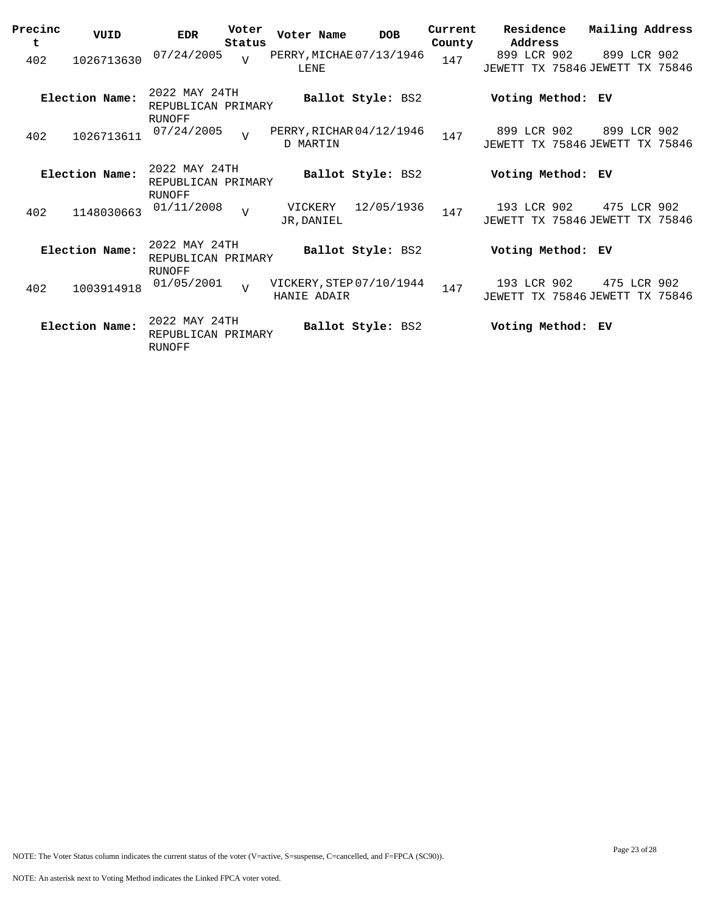| Precinct | VUID | EDR | Voter Status | Voter Name | DOB | Current County | Residence Address | Mailing Address |
|---|---|---|---|---|---|---|---|---|
| 402 | 1026713630 | 07/24/2005 | V | PERRY, MICHAELENE | 07/13/1946 | 147 | 899 LCR 902 JEWETT TX 75846 | 899 LCR 902 JEWETT TX 75846 |
| **Election Name:** | 2022 MAY 24TH REPUBLICAN PRIMARY RUNOFF | | | **Ballot Style:** BS2 | | | **Voting Method:** EV | |
| 402 | 1026713611 | 07/24/2005 | V | PERRY, RICHARD MARTIN | 04/12/1946 | 147 | 899 LCR 902 JEWETT TX 75846 | 899 LCR 902 JEWETT TX 75846 |
| **Election Name:** | 2022 MAY 24TH REPUBLICAN PRIMARY RUNOFF | | | **Ballot Style:** BS2 | | | **Voting Method:** EV | |
| 402 | 1148030663 | 01/11/2008 | V | VICKERY JR, DANIEL | 12/05/1936 | 147 | 193 LCR 902 JEWETT TX 75846 | 475 LCR 902 JEWETT TX 75846 |
| **Election Name:** | 2022 MAY 24TH REPUBLICAN PRIMARY RUNOFF | | | **Ballot Style:** BS2 | | | **Voting Method:** EV | |
| 402 | 1003914918 | 01/05/2001 | V | VICKERY, STEPHANIE ADAIR | 07/10/1944 | 147 | 193 LCR 902 JEWETT TX 75846 | 475 LCR 902 JEWETT TX 75846 |
| **Election Name:** | 2022 MAY 24TH REPUBLICAN PRIMARY RUNOFF | | | **Ballot Style:** BS2 | | | **Voting Method:** EV | |

NOTE: The Voter Status column indicates the current status of the voter (V=active, S=suspense, C=cancelled, and F=FPCA (SC90)).

NOTE: An asterisk next to Voting Method indicates the Linked FPCA voter voted.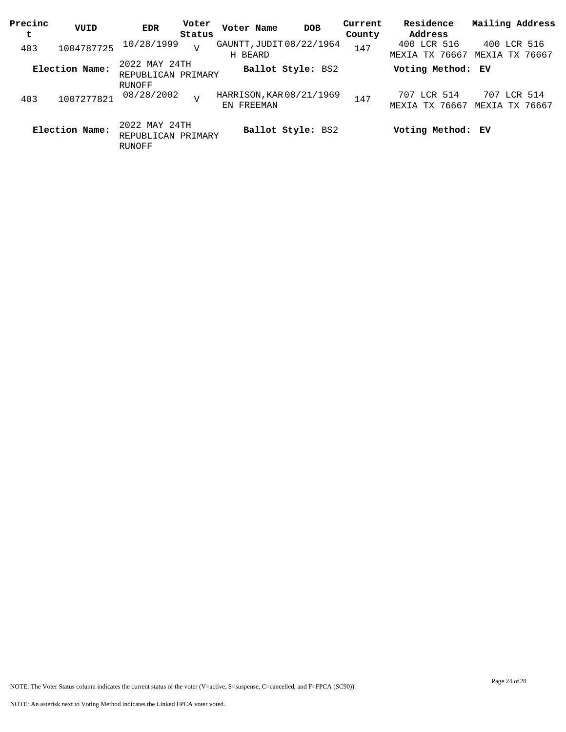| Precinct | VUID | EDR | Voter Status | Voter Name | DOB | Current County | Residence Address | Mailing Address |
|---|---|---|---|---|---|---|---|---|
| 403 | 1004787725 | 10/28/1999 | V | GAUNTT, JUDITH BEARD | 08/22/1964 | 147 | 400 LCR 516 MEXIA TX 76667 | 400 LCR 516 MEXIA TX 76667 |
| **Election Name:** | | 2022 MAY 24TH REPUBLICAN PRIMARY RUNOFF | | **Ballot Style:** BS2 | | | **Voting Method:** EV | |
| 403 | 1007277821 | 08/28/2002 | V | HARRISON, KAREN FREEMAN | 08/21/1969 | 147 | 707 LCR 514 MEXIA TX 76667 | 707 LCR 514 MEXIA TX 76667 |
| **Election Name:** | | 2022 MAY 24TH REPUBLICAN PRIMARY RUNOFF | | **Ballot Style:** BS2 | | | **Voting Method:** EV | |

NOTE: The Voter Status column indicates the current status of the voter (V=active, S=suspense, C=cancelled, and F=FPCA (SC90)).

NOTE: An asterisk next to Voting Method indicates the Linked FPCA voter voted.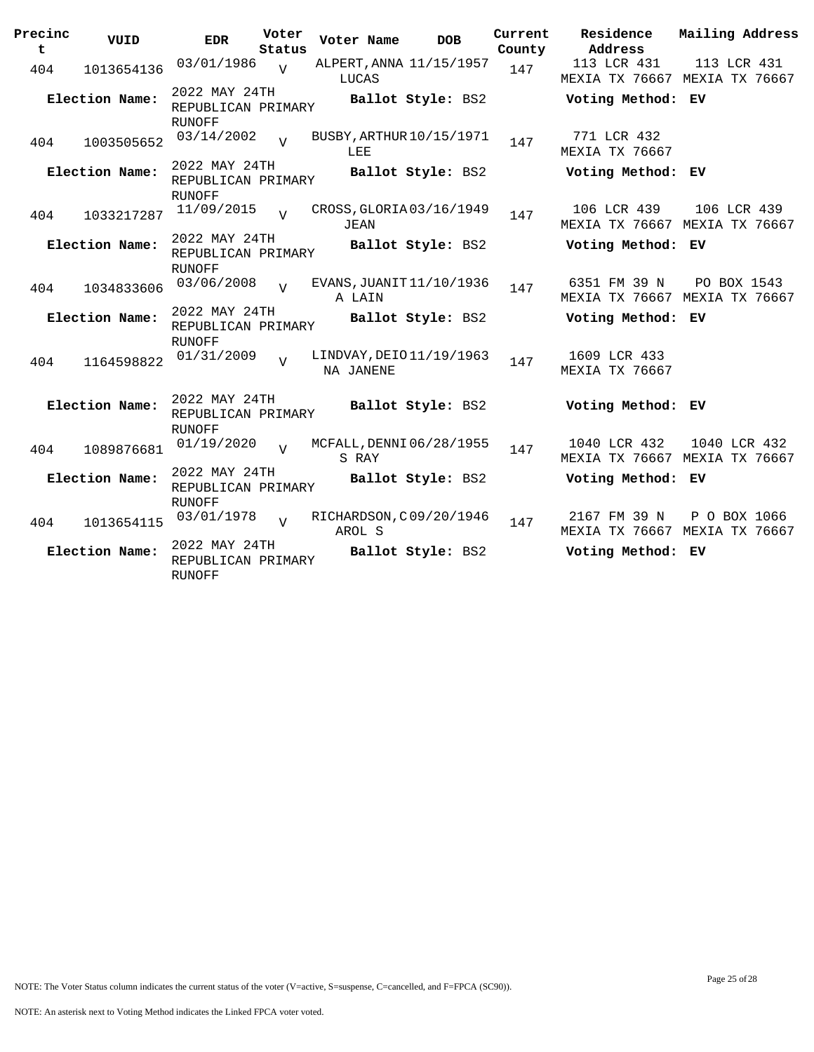| Precinct | VUID | EDR | Voter Status | Voter Name | DOB | Current County | Residence Address | Mailing Address |
|---|---|---|---|---|---|---|---|---|
| 404 | 1013654136 | 03/01/1986 | V | ALPERT, ANNA LUCAS | 11/15/1957 | 147 | 113 LCR 431 MEXIA TX 76667 | 113 LCR 431 MEXIA TX 76667 |
| **Election Name:** | | 2022 MAY 24TH REPUBLICAN PRIMARY RUNOFF | | **Ballot Style:** BS2 | | | **Voting Method:** EV | |
| 404 | 1003505652 | 03/14/2002 | V | BUSBY, ARTHUR LEE | 10/15/1971 | 147 | 771 LCR 432 MEXIA TX 76667 | |
| **Election Name:** | | 2022 MAY 24TH REPUBLICAN PRIMARY RUNOFF | | **Ballot Style:** BS2 | | | **Voting Method:** EV | |
| 404 | 1033217287 | 11/09/2015 | V | CROSS, GLORIA JEAN | 03/16/1949 | 147 | 106 LCR 439 MEXIA TX 76667 | 106 LCR 439 MEXIA TX 76667 |
| **Election Name:** | | 2022 MAY 24TH REPUBLICAN PRIMARY RUNOFF | | **Ballot Style:** BS2 | | | **Voting Method:** EV | |
| 404 | 1034833606 | 03/06/2008 | V | EVANS, JUANITA LAIN | 11/10/1936 | 147 | 6351 FM 39 N MEXIA TX 76667 | PO BOX 1543 MEXIA TX 76667 |
| **Election Name:** | | 2022 MAY 24TH REPUBLICAN PRIMARY RUNOFF | | **Ballot Style:** BS2 | | | **Voting Method:** EV | |
| 404 | 1164598822 | 01/31/2009 | V | LINDVAY, DEIONA JANENE | 11/19/1963 | 147 | 1609 LCR 433 MEXIA TX 76667 | |
| **Election Name:** | | 2022 MAY 24TH REPUBLICAN PRIMARY RUNOFF | | **Ballot Style:** BS2 | | | **Voting Method:** EV | |
| 404 | 1089876681 | 01/19/2020 | V | MCFALL, DENNIS RAY | 06/28/1955 | 147 | 1040 LCR 432 MEXIA TX 76667 | 1040 LCR 432 MEXIA TX 76667 |
| **Election Name:** | | 2022 MAY 24TH REPUBLICAN PRIMARY RUNOFF | | **Ballot Style:** BS2 | | | **Voting Method:** EV | |
| 404 | 1013654115 | 03/01/1978 | V | RICHARDSON, CAROL S | 09/20/1946 | 147 | 2167 FM 39 N MEXIA TX 76667 | P O BOX 1066 MEXIA TX 76667 |
| **Election Name:** | | 2022 MAY 24TH REPUBLICAN PRIMARY RUNOFF | | **Ballot Style:** BS2 | | | **Voting Method:** EV | |

NOTE: The Voter Status column indicates the current status of the voter (V=active, S=suspense, C=cancelled, and F=FPCA (SC90)).

NOTE: An asterisk next to Voting Method indicates the Linked FPCA voter voted.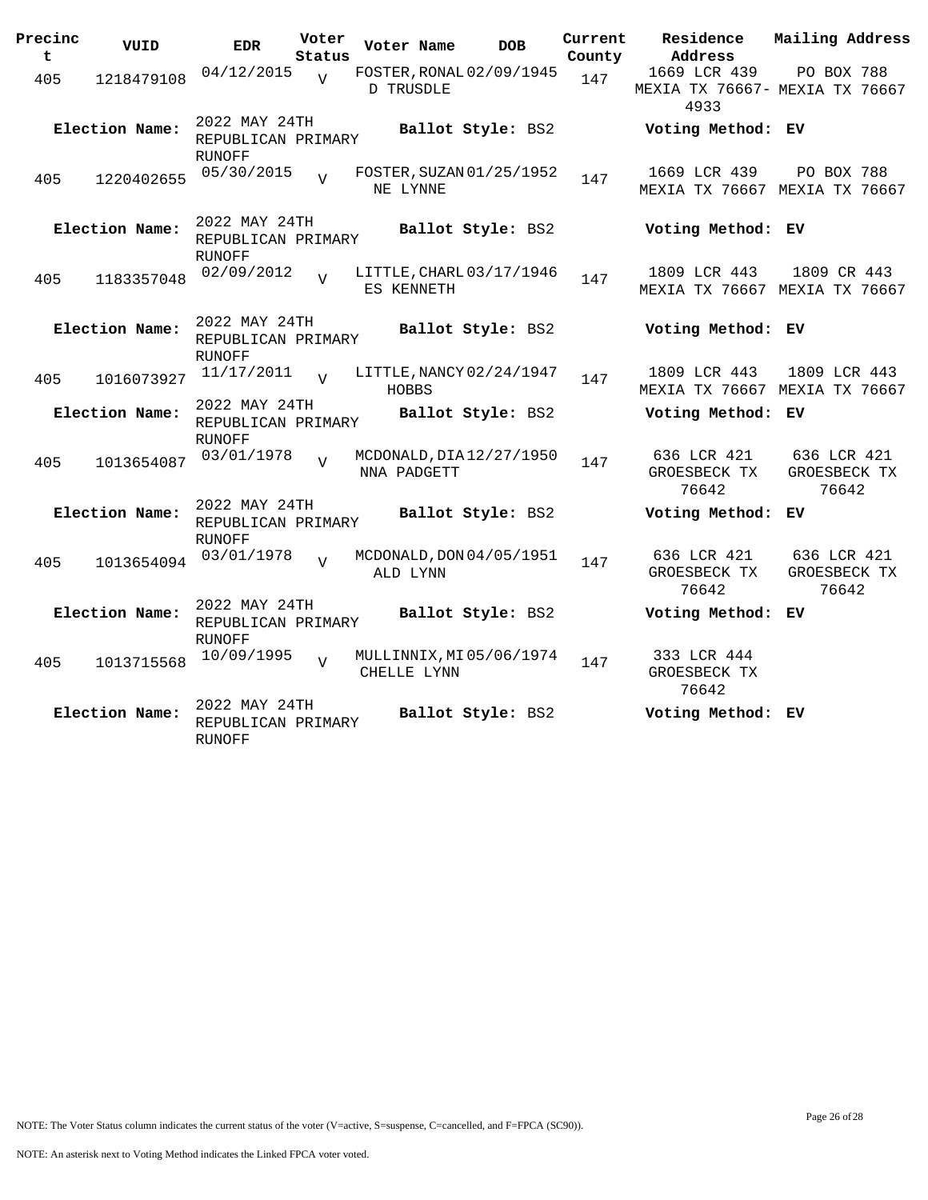| Precinct | VUID | EDR | Voter Status | Voter Name | DOB | Current County | Residence Address | Mailing Address |
|---|---|---|---|---|---|---|---|---|
| 405 | 1218479108 | 04/12/2015 | V | FOSTER, RONALD TRUSDLE | 02/09/1945 | 147 | 1669 LCR 439 MEXIA TX 76667-4933 | PO BOX 788 MEXIA TX 76667 |
| Election Name: | | 2022 MAY 24TH REPUBLICAN PRIMARY RUNOFF | | Ballot Style: BS2 | | | Voting Method: EV | |
| 405 | 1220402655 | 05/30/2015 | V | FOSTER, SUZANNE LYNNE | 01/25/1952 | 147 | 1669 LCR 439 MEXIA TX 76667 | PO BOX 788 MEXIA TX 76667 |
| Election Name: | | 2022 MAY 24TH REPUBLICAN PRIMARY RUNOFF | | Ballot Style: BS2 | | | Voting Method: EV | |
| 405 | 1183357048 | 02/09/2012 | V | LITTLE, CHARLES KENNETH | 03/17/1946 | 147 | 1809 LCR 443 MEXIA TX 76667 | 1809 CR 443 MEXIA TX 76667 |
| Election Name: | | 2022 MAY 24TH REPUBLICAN PRIMARY RUNOFF | | Ballot Style: BS2 | | | Voting Method: EV | |
| 405 | 1016073927 | 11/17/2011 | V | LITTLE, NANCY HOBBS | 02/24/1947 | 147 | 1809 LCR 443 MEXIA TX 76667 | 1809 LCR 443 MEXIA TX 76667 |
| Election Name: | | 2022 MAY 24TH REPUBLICAN PRIMARY RUNOFF | | Ballot Style: BS2 | | | Voting Method: EV | |
| 405 | 1013654087 | 03/01/1978 | V | MCDONALD, DIANNA PADGETT | 12/27/1950 | 147 | 636 LCR 421 GROESBECK TX 76642 | 636 LCR 421 GROESBECK TX 76642 |
| Election Name: | | 2022 MAY 24TH REPUBLICAN PRIMARY RUNOFF | | Ballot Style: BS2 | | | Voting Method: EV | |
| 405 | 1013654094 | 03/01/1978 | V | MCDONALD, DONALD LYNN | 04/05/1951 | 147 | 636 LCR 421 GROESBECK TX 76642 | 636 LCR 421 GROESBECK TX 76642 |
| Election Name: | | 2022 MAY 24TH REPUBLICAN PRIMARY RUNOFF | | Ballot Style: BS2 | | | Voting Method: EV | |
| 405 | 1013715568 | 10/09/1995 | V | MULLINNIX, MICHELLE LYNN | 05/06/1974 | 147 | 333 LCR 444 GROESBECK TX 76642 | |
| Election Name: | | 2022 MAY 24TH REPUBLICAN PRIMARY RUNOFF | | Ballot Style: BS2 | | | Voting Method: EV | |

NOTE: The Voter Status column indicates the current status of the voter (V=active, S=suspense, C=cancelled, and F=FPCA (SC90)).

NOTE: An asterisk next to Voting Method indicates the Linked FPCA voter voted.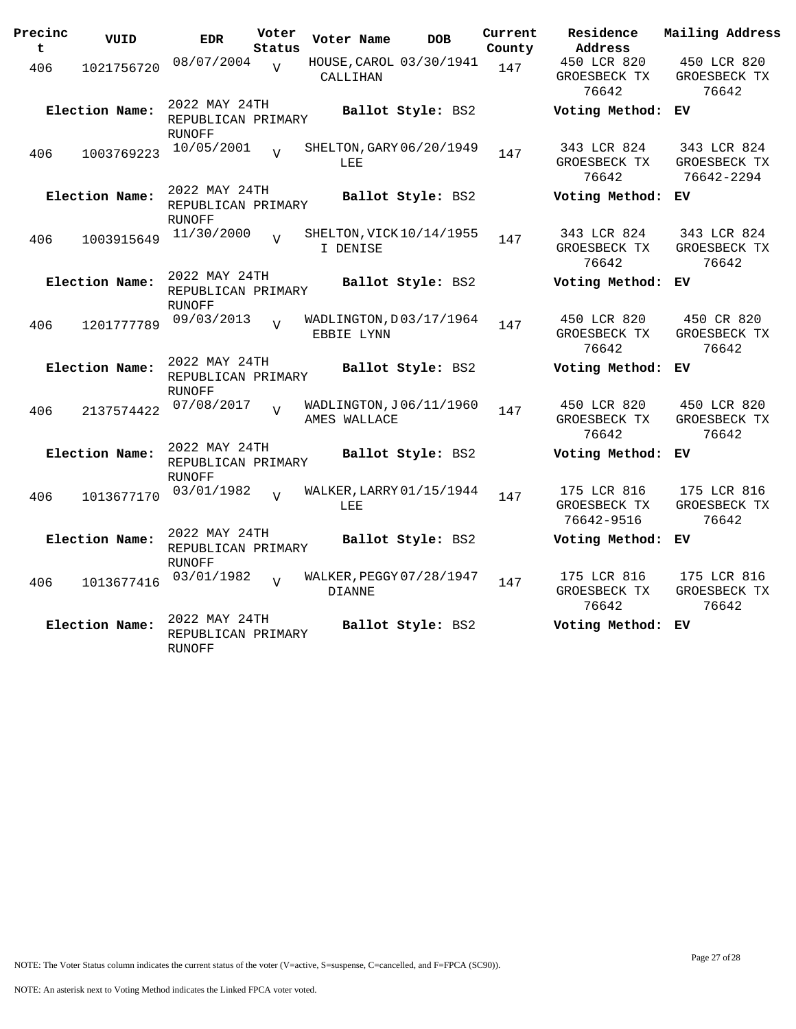| Precinct | VUID | EDR | Voter Status | Voter Name | DOB | Current County | Residence Address | Mailing Address |
|---|---|---|---|---|---|---|---|---|
| 406 | 1021756720 | 08/07/2004 | V | HOUSE, CAROL CALLIHAN | 03/30/1941 | 147 | 450 LCR 820 GROESBECK TX 76642 | 450 LCR 820 GROESBECK TX 76642 |
| **Election Name:** | | 2022 MAY 24TH REPUBLICAN PRIMARY RUNOFF | | **Ballot Style:** BS2 | | | **Voting Method:** | **EV** |
| 406 | 1003769223 | 10/05/2001 | V | SHELTON, GARY LEE | 06/20/1949 | 147 | 343 LCR 824 GROESBECK TX 76642 | 343 LCR 824 GROESBECK TX 76642-2294 |
| **Election Name:** | | 2022 MAY 24TH REPUBLICAN PRIMARY RUNOFF | | **Ballot Style:** BS2 | | | **Voting Method:** | **EV** |
| 406 | 1003915649 | 11/30/2000 | V | SHELTON, VICKI DENISE | 10/14/1955 | 147 | 343 LCR 824 GROESBECK TX 76642 | 343 LCR 824 GROESBECK TX 76642 |
| **Election Name:** | | 2022 MAY 24TH REPUBLICAN PRIMARY RUNOFF | | **Ballot Style:** BS2 | | | **Voting Method:** | **EV** |
| 406 | 1201777789 | 09/03/2013 | V | WADLINGTON, DEBBIE LYNN | 03/17/1964 | 147 | 450 LCR 820 GROESBECK TX 76642 | 450 CR 820 GROESBECK TX 76642 |
| **Election Name:** | | 2022 MAY 24TH REPUBLICAN PRIMARY RUNOFF | | **Ballot Style:** BS2 | | | **Voting Method:** | **EV** |
| 406 | 2137574422 | 07/08/2017 | V | WADLINGTON, JAMES WALLACE | 06/11/1960 | 147 | 450 LCR 820 GROESBECK TX 76642 | 450 LCR 820 GROESBECK TX 76642 |
| **Election Name:** | | 2022 MAY 24TH REPUBLICAN PRIMARY RUNOFF | | **Ballot Style:** BS2 | | | **Voting Method:** | **EV** |
| 406 | 1013677170 | 03/01/1982 | V | WALKER, LARRY LEE | 01/15/1944 | 147 | 175 LCR 816 GROESBECK TX 76642-9516 | 175 LCR 816 GROESBECK TX 76642 |
| **Election Name:** | | 2022 MAY 24TH REPUBLICAN PRIMARY RUNOFF | | **Ballot Style:** BS2 | | | **Voting Method:** | **EV** |
| 406 | 1013677416 | 03/01/1982 | V | WALKER, PEGGY DIANNE | 07/28/1947 | 147 | 175 LCR 816 GROESBECK TX 76642 | 175 LCR 816 GROESBECK TX 76642 |
| **Election Name:** | | 2022 MAY 24TH REPUBLICAN PRIMARY RUNOFF | | **Ballot Style:** BS2 | | | **Voting Method:** | **EV** |

NOTE: The Voter Status column indicates the current status of the voter (V=active, S=suspense, C=cancelled, and F=FPCA (SC90)).

NOTE: An asterisk next to Voting Method indicates the Linked FPCA voter voted.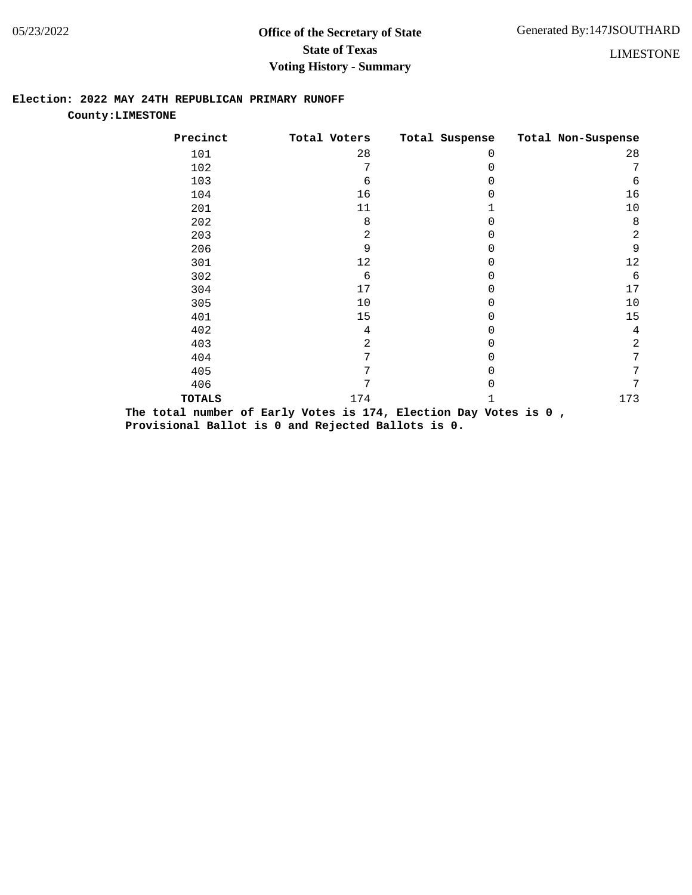# Office of the Secretary of State
## State of Texas
## Voting History - Summary

05/23/2022

Generated By:147JSOUTHARD

LIMESTONE

**Election: 2022 MAY 24TH REPUBLICAN PRIMARY RUNOFF**

**County:LIMESTONE**

| Precinct | Total Voters | Total Suspense | Total Non-Suspense |
|---|---|---|---|
| 101 | 28 | 0 | 28 |
| 102 | 7 | 0 | 7 |
| 103 | 6 | 0 | 6 |
| 104 | 16 | 0 | 16 |
| 201 | 11 | 1 | 10 |
| 202 | 8 | 0 | 8 |
| 203 | 2 | 0 | 2 |
| 206 | 9 | 0 | 9 |
| 301 | 12 | 0 | 12 |
| 302 | 6 | 0 | 6 |
| 304 | 17 | 0 | 17 |
| 305 | 10 | 0 | 10 |
| 401 | 15 | 0 | 15 |
| 402 | 4 | 0 | 4 |
| 403 | 2 | 0 | 2 |
| 404 | 7 | 0 | 7 |
| 405 | 7 | 0 | 7 |
| 406 | 7 | 0 | 7 |
| **TOTALS** | 174 | 1 | 173 |

**The total number of Early Votes is 174, Election Day Votes is 0 , Provisional Ballot is 0 and Rejected Ballots is 0.**